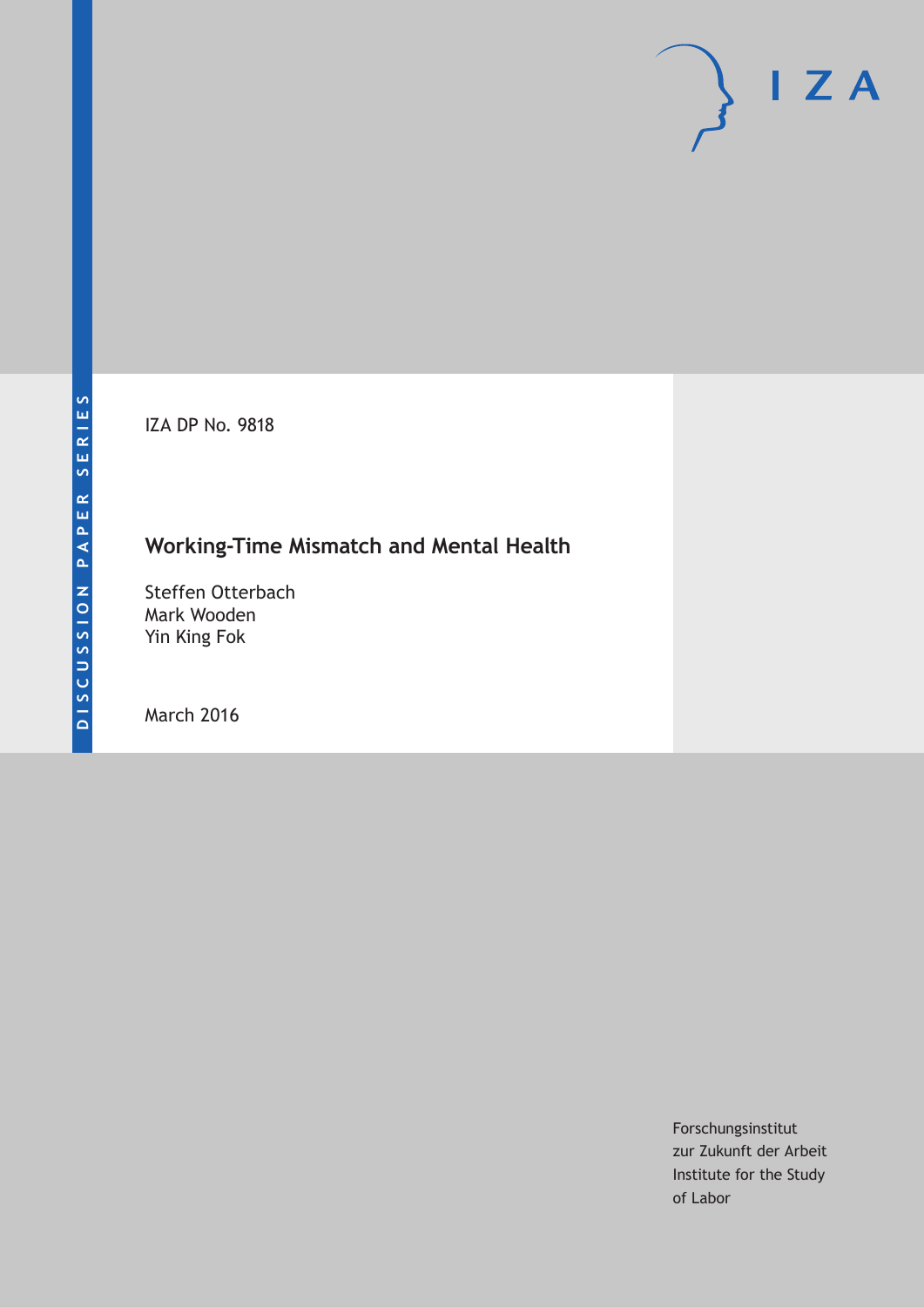DISCUSSION PAPER SERIES

IZA DP No. 9818

# Working-Time Mismatch and Mental Health

Steffen Otterbach
Mark Wooden
Yin King Fok

March 2016

IZA

Forschungsinstitut
zur Zukunft der Arbeit
Institute for the Study
of Labor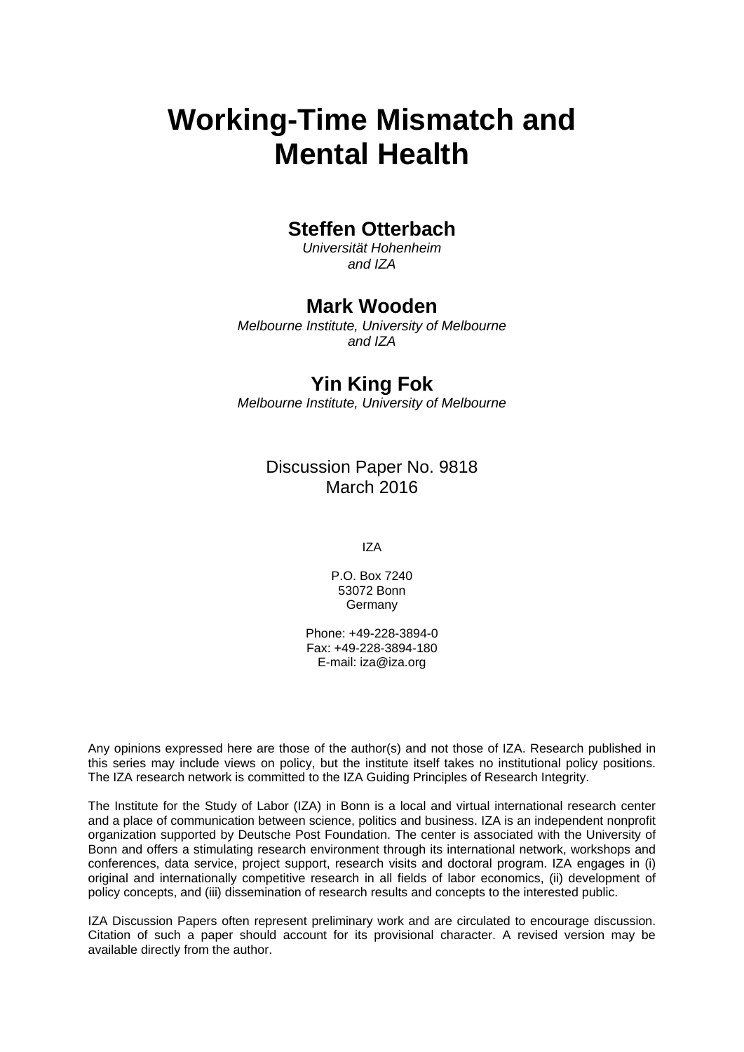# Working-Time Mismatch and Mental Health

## Steffen Otterbach

*Universität Hohenheim and IZA*

## Mark Wooden

*Melbourne Institute, University of Melbourne and IZA*

## Yin King Fok

*Melbourne Institute, University of Melbourne*

Discussion Paper No. 9818
March 2016

IZA

P.O. Box 7240
53072 Bonn
Germany

Phone: +49-228-3894-0
Fax: +49-228-3894-180
E-mail: iza@iza.org

Any opinions expressed here are those of the author(s) and not those of IZA. Research published in this series may include views on policy, but the institute itself takes no institutional policy positions. The IZA research network is committed to the IZA Guiding Principles of Research Integrity.

The Institute for the Study of Labor (IZA) in Bonn is a local and virtual international research center and a place of communication between science, politics and business. IZA is an independent nonprofit organization supported by Deutsche Post Foundation. The center is associated with the University of Bonn and offers a stimulating research environment through its international network, workshops and conferences, data service, project support, research visits and doctoral program. IZA engages in (i) original and internationally competitive research in all fields of labor economics, (ii) development of policy concepts, and (iii) dissemination of research results and concepts to the interested public.

IZA Discussion Papers often represent preliminary work and are circulated to encourage discussion. Citation of such a paper should account for its provisional character. A revised version may be available directly from the author.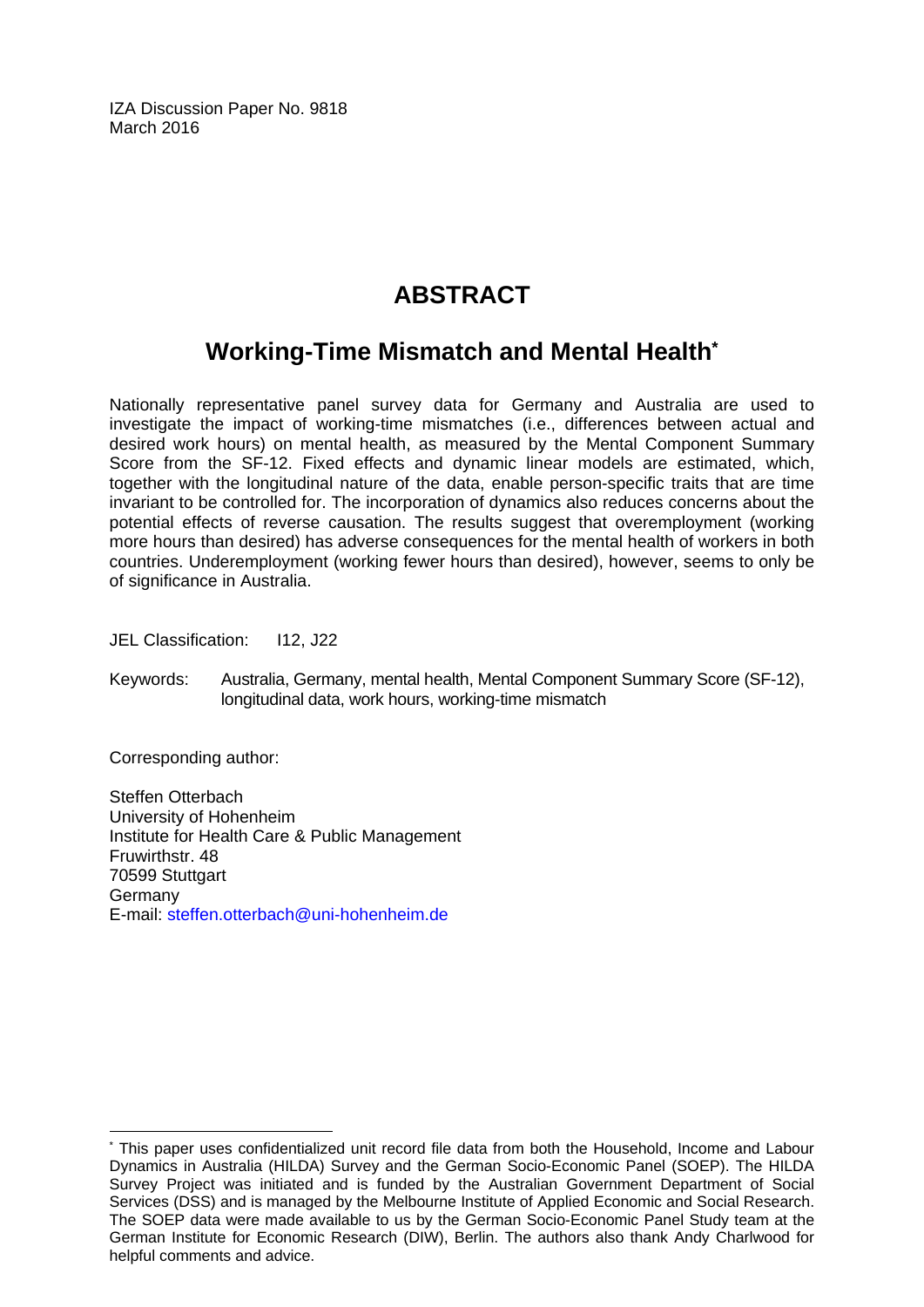IZA Discussion Paper No. 9818
March 2016

# ABSTRACT

## Working-Time Mismatch and Mental Health*

Nationally representative panel survey data for Germany and Australia are used to investigate the impact of working-time mismatches (i.e., differences between actual and desired work hours) on mental health, as measured by the Mental Component Summary Score from the SF-12. Fixed effects and dynamic linear models are estimated, which, together with the longitudinal nature of the data, enable person-specific traits that are time invariant to be controlled for. The incorporation of dynamics also reduces concerns about the potential effects of reverse causation. The results suggest that overemployment (working more hours than desired) has adverse consequences for the mental health of workers in both countries. Underemployment (working fewer hours than desired), however, seems to only be of significance in Australia.

JEL Classification: I12, J22

Keywords: Australia, Germany, mental health, Mental Component Summary Score (SF-12), longitudinal data, work hours, working-time mismatch

Corresponding author:

Steffen Otterbach
University of Hohenheim
Institute for Health Care & Public Management
Fruwirthstr. 48
70599 Stuttgart
Germany
E-mail: steffen.otterbach@uni-hohenheim.de

---

* This paper uses confidentialized unit record file data from both the Household, Income and Labour Dynamics in Australia (HILDA) Survey and the German Socio-Economic Panel (SOEP). The HILDA Survey Project was initiated and is funded by the Australian Government Department of Social Services (DSS) and is managed by the Melbourne Institute of Applied Economic and Social Research. The SOEP data were made available to us by the German Socio-Economic Panel Study team at the German Institute for Economic Research (DIW), Berlin. The authors also thank Andy Charlwood for helpful comments and advice.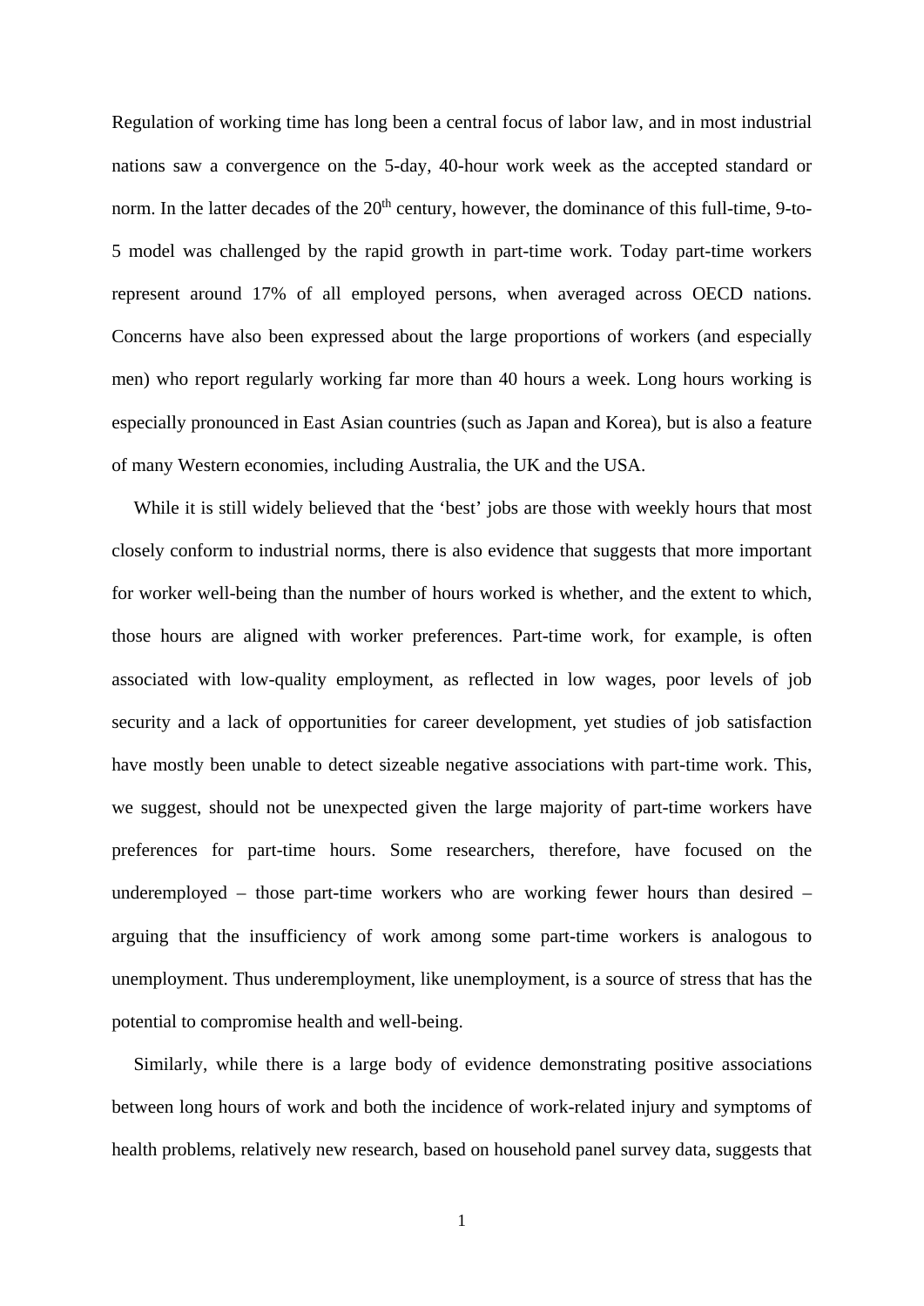Regulation of working time has long been a central focus of labor law, and in most industrial nations saw a convergence on the 5-day, 40-hour work week as the accepted standard or norm. In the latter decades of the 20th century, however, the dominance of this full-time, 9-to-5 model was challenged by the rapid growth in part-time work. Today part-time workers represent around 17% of all employed persons, when averaged across OECD nations. Concerns have also been expressed about the large proportions of workers (and especially men) who report regularly working far more than 40 hours a week. Long hours working is especially pronounced in East Asian countries (such as Japan and Korea), but is also a feature of many Western economies, including Australia, the UK and the USA.

While it is still widely believed that the 'best' jobs are those with weekly hours that most closely conform to industrial norms, there is also evidence that suggests that more important for worker well-being than the number of hours worked is whether, and the extent to which, those hours are aligned with worker preferences. Part-time work, for example, is often associated with low-quality employment, as reflected in low wages, poor levels of job security and a lack of opportunities for career development, yet studies of job satisfaction have mostly been unable to detect sizeable negative associations with part-time work. This, we suggest, should not be unexpected given the large majority of part-time workers have preferences for part-time hours. Some researchers, therefore, have focused on the underemployed – those part-time workers who are working fewer hours than desired – arguing that the insufficiency of work among some part-time workers is analogous to unemployment. Thus underemployment, like unemployment, is a source of stress that has the potential to compromise health and well-being.

Similarly, while there is a large body of evidence demonstrating positive associations between long hours of work and both the incidence of work-related injury and symptoms of health problems, relatively new research, based on household panel survey data, suggests that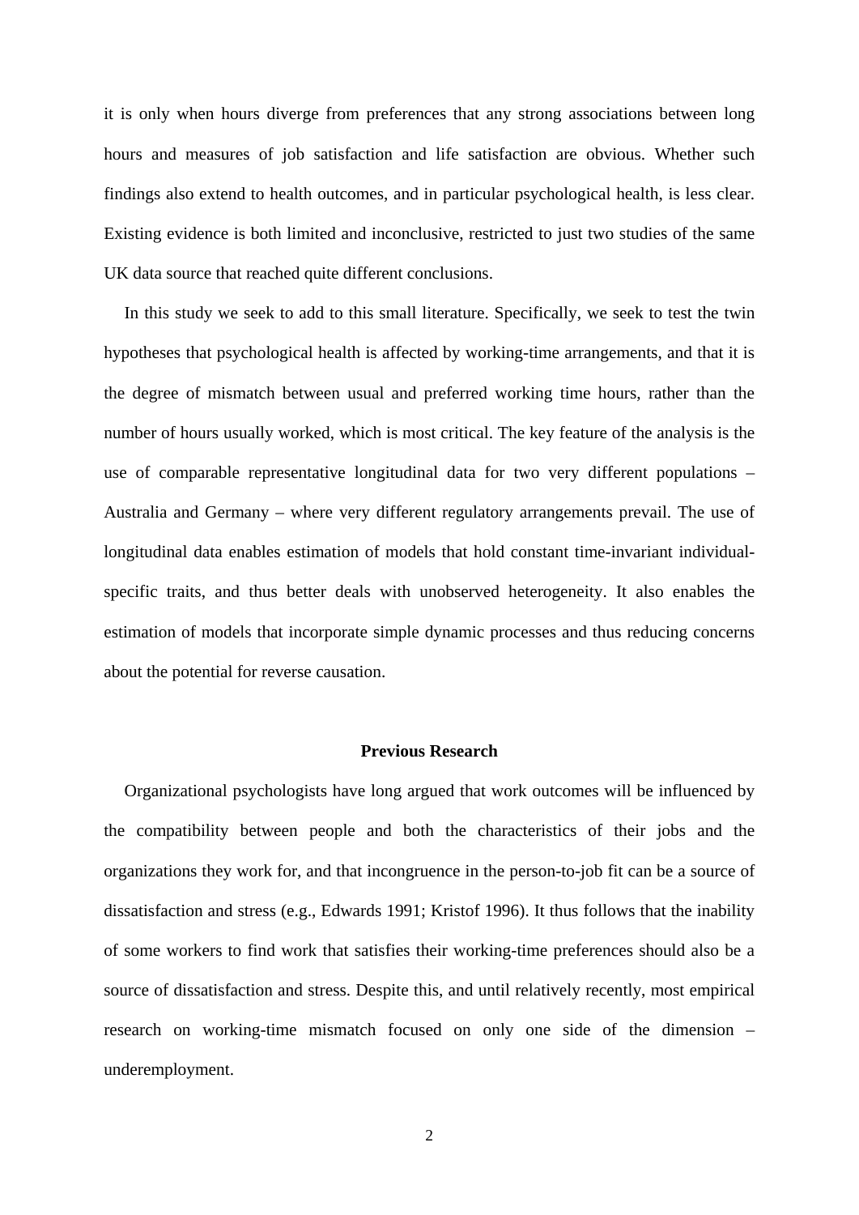it is only when hours diverge from preferences that any strong associations between long hours and measures of job satisfaction and life satisfaction are obvious. Whether such findings also extend to health outcomes, and in particular psychological health, is less clear. Existing evidence is both limited and inconclusive, restricted to just two studies of the same UK data source that reached quite different conclusions.

In this study we seek to add to this small literature. Specifically, we seek to test the twin hypotheses that psychological health is affected by working-time arrangements, and that it is the degree of mismatch between usual and preferred working time hours, rather than the number of hours usually worked, which is most critical. The key feature of the analysis is the use of comparable representative longitudinal data for two very different populations – Australia and Germany – where very different regulatory arrangements prevail. The use of longitudinal data enables estimation of models that hold constant time-invariant individual-specific traits, and thus better deals with unobserved heterogeneity. It also enables the estimation of models that incorporate simple dynamic processes and thus reducing concerns about the potential for reverse causation.

## Previous Research

Organizational psychologists have long argued that work outcomes will be influenced by the compatibility between people and both the characteristics of their jobs and the organizations they work for, and that incongruence in the person-to-job fit can be a source of dissatisfaction and stress (e.g., Edwards 1991; Kristof 1996). It thus follows that the inability of some workers to find work that satisfies their working-time preferences should also be a source of dissatisfaction and stress. Despite this, and until relatively recently, most empirical research on working-time mismatch focused on only one side of the dimension – underemployment.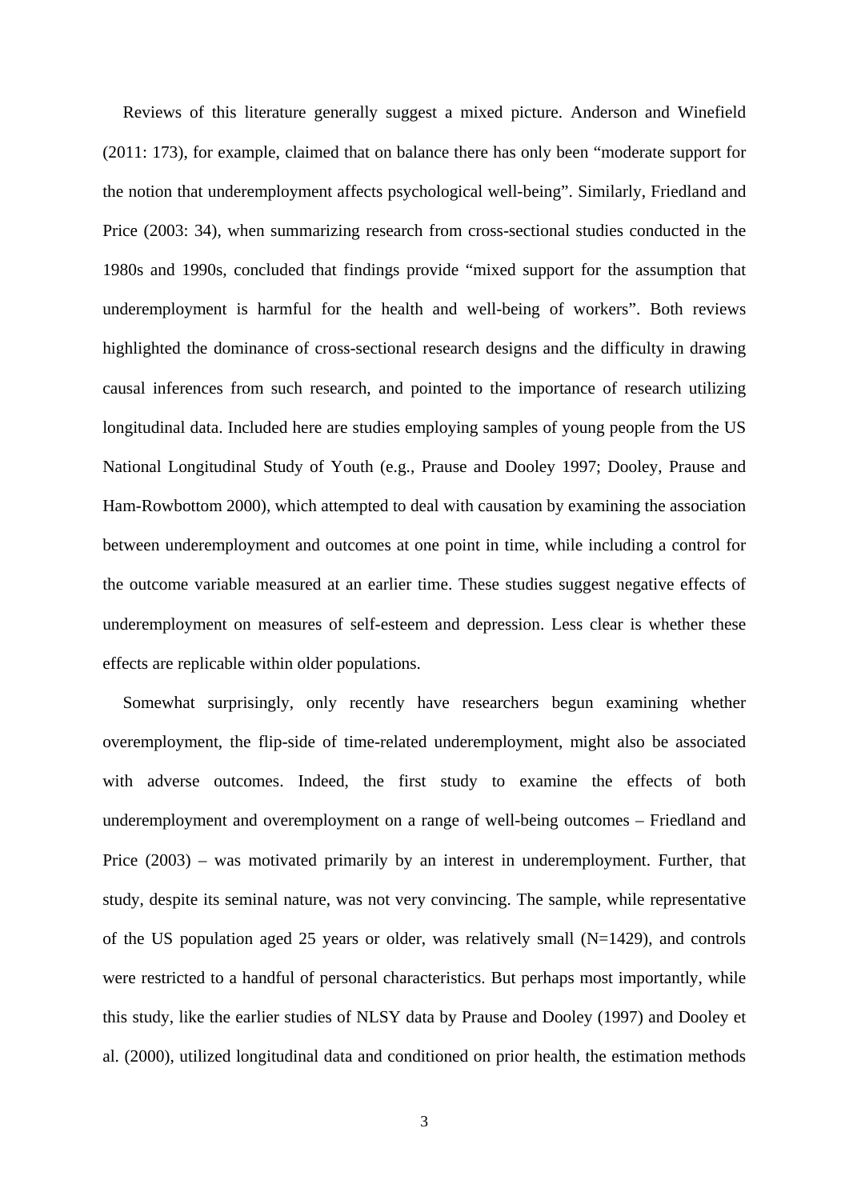Reviews of this literature generally suggest a mixed picture. Anderson and Winefield (2011: 173), for example, claimed that on balance there has only been "moderate support for the notion that underemployment affects psychological well-being". Similarly, Friedland and Price (2003: 34), when summarizing research from cross-sectional studies conducted in the 1980s and 1990s, concluded that findings provide "mixed support for the assumption that underemployment is harmful for the health and well-being of workers". Both reviews highlighted the dominance of cross-sectional research designs and the difficulty in drawing causal inferences from such research, and pointed to the importance of research utilizing longitudinal data. Included here are studies employing samples of young people from the US National Longitudinal Study of Youth (e.g., Prause and Dooley 1997; Dooley, Prause and Ham-Rowbottom 2000), which attempted to deal with causation by examining the association between underemployment and outcomes at one point in time, while including a control for the outcome variable measured at an earlier time. These studies suggest negative effects of underemployment on measures of self-esteem and depression. Less clear is whether these effects are replicable within older populations.

Somewhat surprisingly, only recently have researchers begun examining whether overemployment, the flip-side of time-related underemployment, might also be associated with adverse outcomes. Indeed, the first study to examine the effects of both underemployment and overemployment on a range of well-being outcomes – Friedland and Price (2003) – was motivated primarily by an interest in underemployment. Further, that study, despite its seminal nature, was not very convincing. The sample, while representative of the US population aged 25 years or older, was relatively small (N=1429), and controls were restricted to a handful of personal characteristics. But perhaps most importantly, while this study, like the earlier studies of NLSY data by Prause and Dooley (1997) and Dooley et al. (2000), utilized longitudinal data and conditioned on prior health, the estimation methods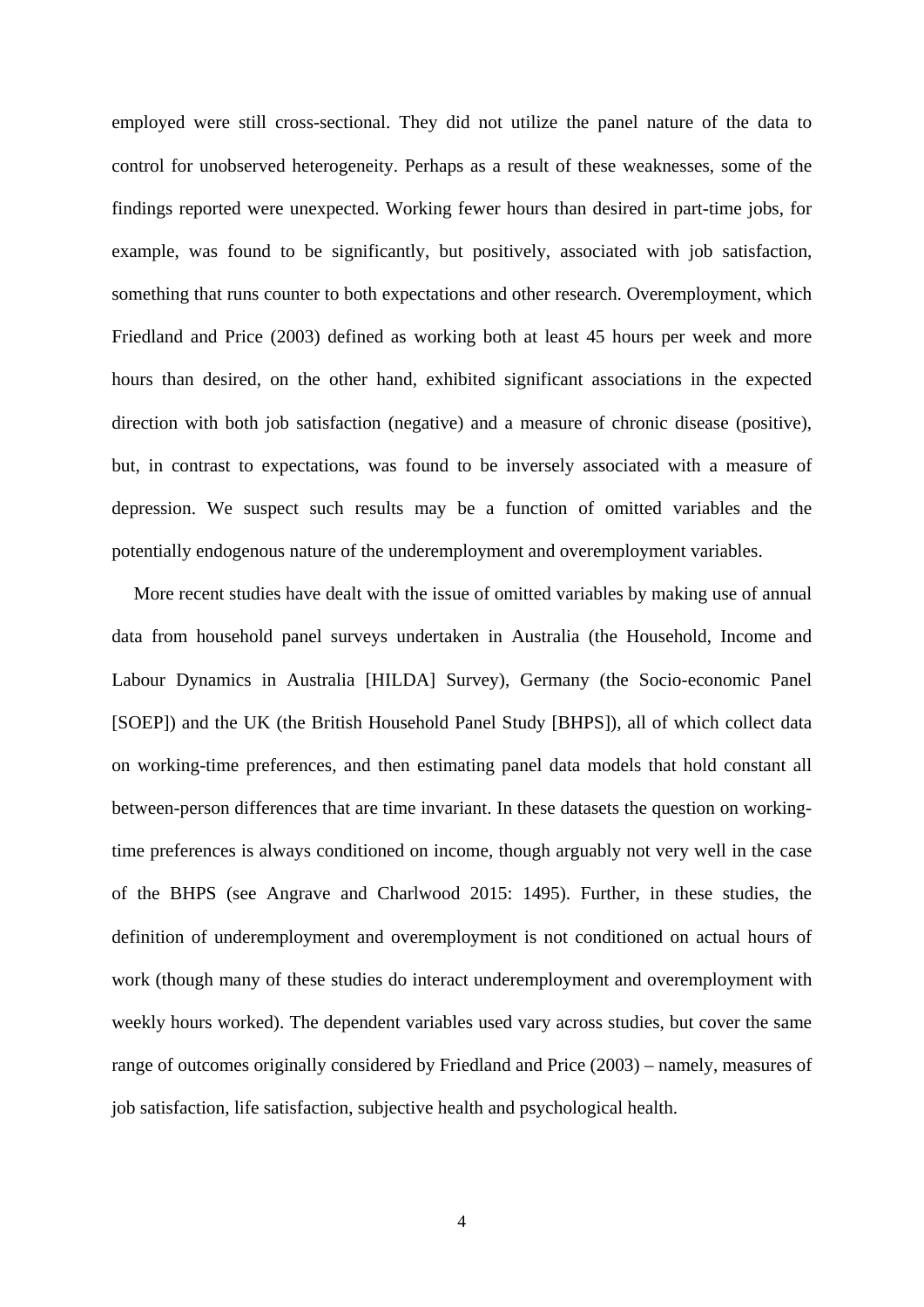employed were still cross-sectional. They did not utilize the panel nature of the data to control for unobserved heterogeneity. Perhaps as a result of these weaknesses, some of the findings reported were unexpected. Working fewer hours than desired in part-time jobs, for example, was found to be significantly, but positively, associated with job satisfaction, something that runs counter to both expectations and other research. Overemployment, which Friedland and Price (2003) defined as working both at least 45 hours per week and more hours than desired, on the other hand, exhibited significant associations in the expected direction with both job satisfaction (negative) and a measure of chronic disease (positive), but, in contrast to expectations, was found to be inversely associated with a measure of depression. We suspect such results may be a function of omitted variables and the potentially endogenous nature of the underemployment and overemployment variables.

More recent studies have dealt with the issue of omitted variables by making use of annual data from household panel surveys undertaken in Australia (the Household, Income and Labour Dynamics in Australia [HILDA] Survey), Germany (the Socio-economic Panel [SOEP]) and the UK (the British Household Panel Study [BHPS]), all of which collect data on working-time preferences, and then estimating panel data models that hold constant all between-person differences that are time invariant. In these datasets the question on working-time preferences is always conditioned on income, though arguably not very well in the case of the BHPS (see Angrave and Charlwood 2015: 1495). Further, in these studies, the definition of underemployment and overemployment is not conditioned on actual hours of work (though many of these studies do interact underemployment and overemployment with weekly hours worked). The dependent variables used vary across studies, but cover the same range of outcomes originally considered by Friedland and Price (2003) – namely, measures of job satisfaction, life satisfaction, subjective health and psychological health.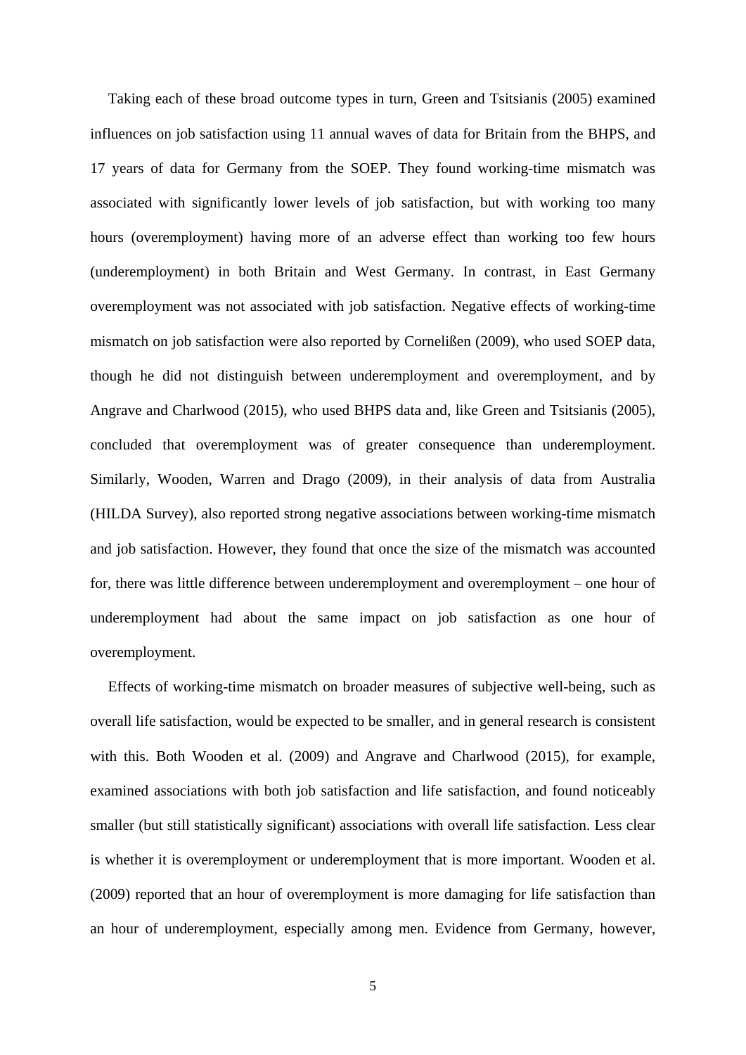Taking each of these broad outcome types in turn, Green and Tsitsianis (2005) examined influences on job satisfaction using 11 annual waves of data for Britain from the BHPS, and 17 years of data for Germany from the SOEP. They found working-time mismatch was associated with significantly lower levels of job satisfaction, but with working too many hours (overemployment) having more of an adverse effect than working too few hours (underemployment) in both Britain and West Germany. In contrast, in East Germany overemployment was not associated with job satisfaction. Negative effects of working-time mismatch on job satisfaction were also reported by Cornelißen (2009), who used SOEP data, though he did not distinguish between underemployment and overemployment, and by Angrave and Charlwood (2015), who used BHPS data and, like Green and Tsitsianis (2005), concluded that overemployment was of greater consequence than underemployment. Similarly, Wooden, Warren and Drago (2009), in their analysis of data from Australia (HILDA Survey), also reported strong negative associations between working-time mismatch and job satisfaction. However, they found that once the size of the mismatch was accounted for, there was little difference between underemployment and overemployment – one hour of underemployment had about the same impact on job satisfaction as one hour of overemployment.

Effects of working-time mismatch on broader measures of subjective well-being, such as overall life satisfaction, would be expected to be smaller, and in general research is consistent with this. Both Wooden et al. (2009) and Angrave and Charlwood (2015), for example, examined associations with both job satisfaction and life satisfaction, and found noticeably smaller (but still statistically significant) associations with overall life satisfaction. Less clear is whether it is overemployment or underemployment that is more important. Wooden et al. (2009) reported that an hour of overemployment is more damaging for life satisfaction than an hour of underemployment, especially among men. Evidence from Germany, however,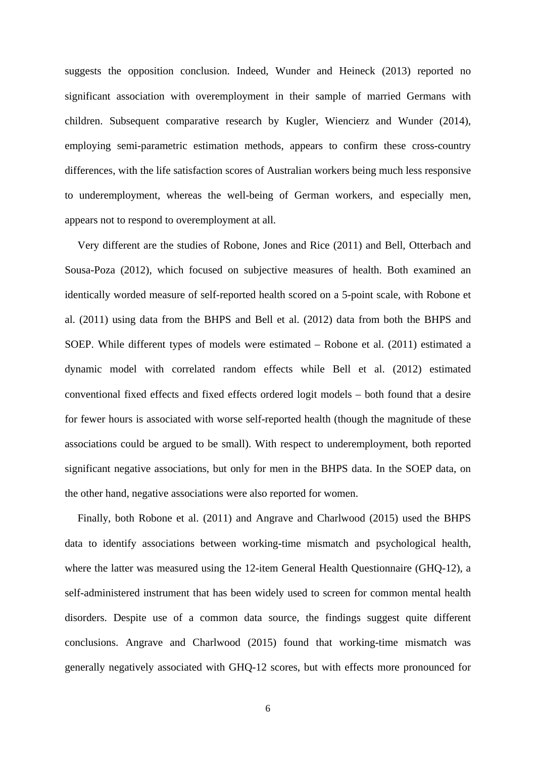suggests the opposition conclusion. Indeed, Wunder and Heineck (2013) reported no significant association with overemployment in their sample of married Germans with children. Subsequent comparative research by Kugler, Wiencierz and Wunder (2014), employing semi-parametric estimation methods, appears to confirm these cross-country differences, with the life satisfaction scores of Australian workers being much less responsive to underemployment, whereas the well-being of German workers, and especially men, appears not to respond to overemployment at all.

Very different are the studies of Robone, Jones and Rice (2011) and Bell, Otterbach and Sousa-Poza (2012), which focused on subjective measures of health. Both examined an identically worded measure of self-reported health scored on a 5-point scale, with Robone et al. (2011) using data from the BHPS and Bell et al. (2012) data from both the BHPS and SOEP. While different types of models were estimated – Robone et al. (2011) estimated a dynamic model with correlated random effects while Bell et al. (2012) estimated conventional fixed effects and fixed effects ordered logit models – both found that a desire for fewer hours is associated with worse self-reported health (though the magnitude of these associations could be argued to be small). With respect to underemployment, both reported significant negative associations, but only for men in the BHPS data. In the SOEP data, on the other hand, negative associations were also reported for women.

Finally, both Robone et al. (2011) and Angrave and Charlwood (2015) used the BHPS data to identify associations between working-time mismatch and psychological health, where the latter was measured using the 12-item General Health Questionnaire (GHQ-12), a self-administered instrument that has been widely used to screen for common mental health disorders. Despite use of a common data source, the findings suggest quite different conclusions. Angrave and Charlwood (2015) found that working-time mismatch was generally negatively associated with GHQ-12 scores, but with effects more pronounced for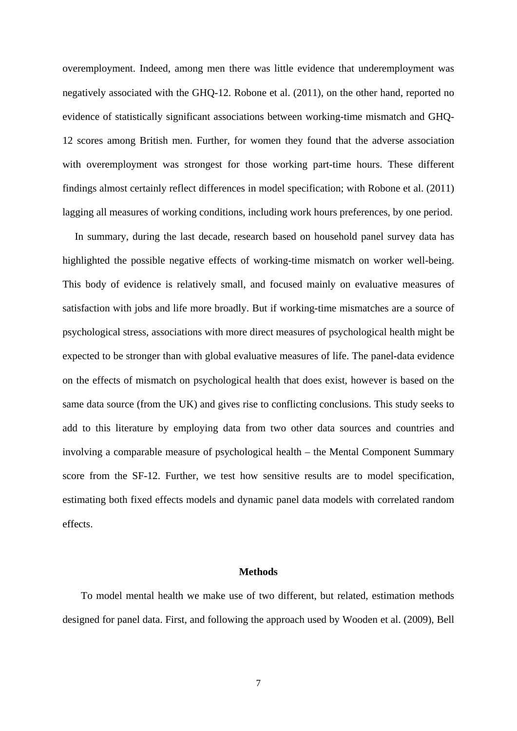overemployment. Indeed, among men there was little evidence that underemployment was negatively associated with the GHQ-12. Robone et al. (2011), on the other hand, reported no evidence of statistically significant associations between working-time mismatch and GHQ-12 scores among British men. Further, for women they found that the adverse association with overemployment was strongest for those working part-time hours. These different findings almost certainly reflect differences in model specification; with Robone et al. (2011) lagging all measures of working conditions, including work hours preferences, by one period.

In summary, during the last decade, research based on household panel survey data has highlighted the possible negative effects of working-time mismatch on worker well-being. This body of evidence is relatively small, and focused mainly on evaluative measures of satisfaction with jobs and life more broadly. But if working-time mismatches are a source of psychological stress, associations with more direct measures of psychological health might be expected to be stronger than with global evaluative measures of life. The panel-data evidence on the effects of mismatch on psychological health that does exist, however is based on the same data source (from the UK) and gives rise to conflicting conclusions. This study seeks to add to this literature by employing data from two other data sources and countries and involving a comparable measure of psychological health – the Mental Component Summary score from the SF-12. Further, we test how sensitive results are to model specification, estimating both fixed effects models and dynamic panel data models with correlated random effects.

## Methods

To model mental health we make use of two different, but related, estimation methods designed for panel data. First, and following the approach used by Wooden et al. (2009), Bell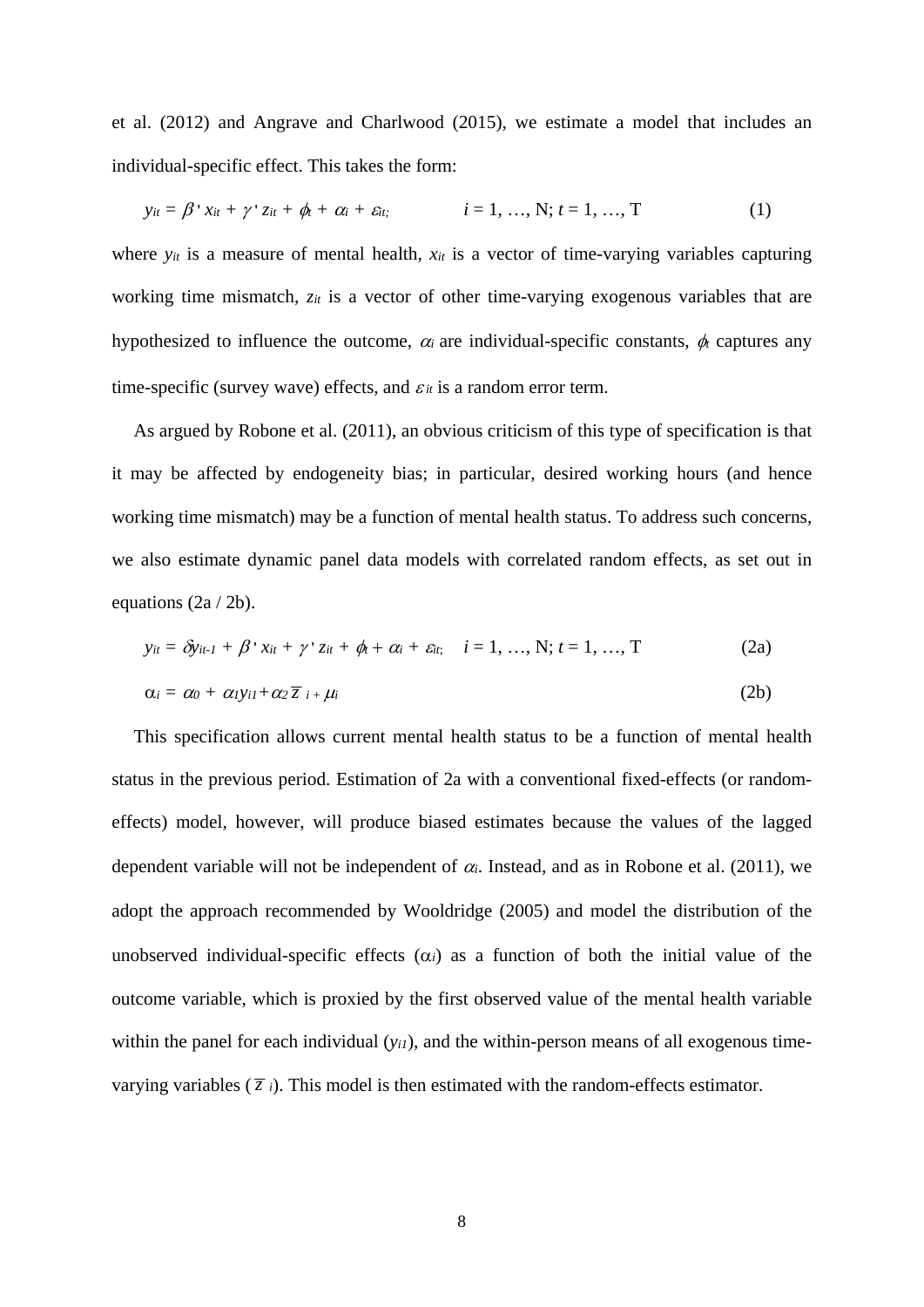et al. (2012) and Angrave and Charlwood (2015), we estimate a model that includes an individual-specific effect. This takes the form:

$$y_{it} = \beta' x_{it} + \gamma' z_{it} + \phi_t + \alpha_i + \varepsilon_{it}; \qquad i = 1, \ldots, N; t = 1, \ldots, T \tag{1}$$

where $y_{it}$ is a measure of mental health, $x_{it}$ is a vector of time-varying variables capturing working time mismatch, $z_{it}$ is a vector of other time-varying exogenous variables that are hypothesized to influence the outcome, $\alpha_i$ are individual-specific constants, $\phi_t$ captures any time-specific (survey wave) effects, and $\varepsilon_{it}$ is a random error term.

As argued by Robone et al. (2011), an obvious criticism of this type of specification is that it may be affected by endogeneity bias; in particular, desired working hours (and hence working time mismatch) may be a function of mental health status. To address such concerns, we also estimate dynamic panel data models with correlated random effects, as set out in equations (2a / 2b).

$$y_{it} = \delta y_{it-1} + \beta' x_{it} + \gamma' z_{it} + \phi_t + \alpha_i + \varepsilon_{it}; \quad i = 1, \ldots, N; t = 1, \ldots, T \tag{2a}$$

$$\alpha_i = \alpha_0 + \alpha_1 y_{i1} + \alpha_2 \overline{z}_i + \mu_i \tag{2b}$$

This specification allows current mental health status to be a function of mental health status in the previous period. Estimation of 2a with a conventional fixed-effects (or random-effects) model, however, will produce biased estimates because the values of the lagged dependent variable will not be independent of $\alpha_i$. Instead, and as in Robone et al. (2011), we adopt the approach recommended by Wooldridge (2005) and model the distribution of the unobserved individual-specific effects ($\alpha_i$) as a function of both the initial value of the outcome variable, which is proxied by the first observed value of the mental health variable within the panel for each individual ($y_{i1}$), and the within-person means of all exogenous time-varying variables ($\overline{z}_i$). This model is then estimated with the random-effects estimator.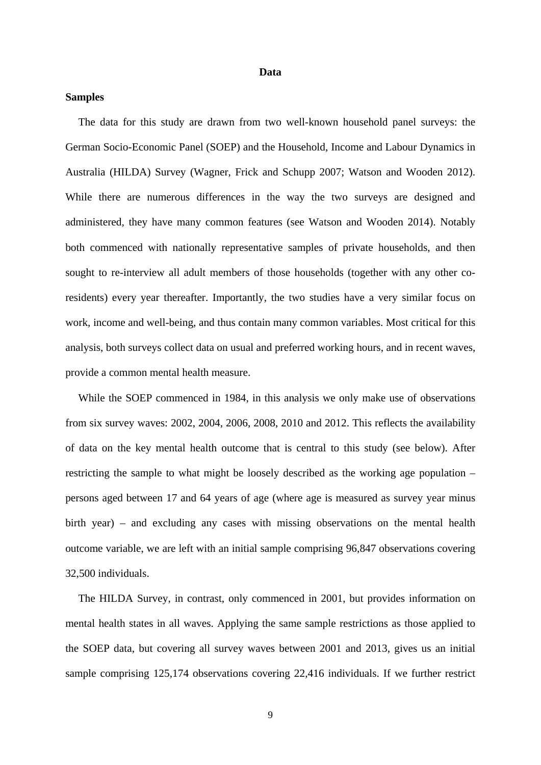## Data

### Samples

The data for this study are drawn from two well-known household panel surveys: the German Socio-Economic Panel (SOEP) and the Household, Income and Labour Dynamics in Australia (HILDA) Survey (Wagner, Frick and Schupp 2007; Watson and Wooden 2012). While there are numerous differences in the way the two surveys are designed and administered, they have many common features (see Watson and Wooden 2014). Notably both commenced with nationally representative samples of private households, and then sought to re-interview all adult members of those households (together with any other co-residents) every year thereafter. Importantly, the two studies have a very similar focus on work, income and well-being, and thus contain many common variables. Most critical for this analysis, both surveys collect data on usual and preferred working hours, and in recent waves, provide a common mental health measure.

While the SOEP commenced in 1984, in this analysis we only make use of observations from six survey waves: 2002, 2004, 2006, 2008, 2010 and 2012. This reflects the availability of data on the key mental health outcome that is central to this study (see below). After restricting the sample to what might be loosely described as the working age population – persons aged between 17 and 64 years of age (where age is measured as survey year minus birth year) – and excluding any cases with missing observations on the mental health outcome variable, we are left with an initial sample comprising 96,847 observations covering 32,500 individuals.

The HILDA Survey, in contrast, only commenced in 2001, but provides information on mental health states in all waves. Applying the same sample restrictions as those applied to the SOEP data, but covering all survey waves between 2001 and 2013, gives us an initial sample comprising 125,174 observations covering 22,416 individuals. If we further restrict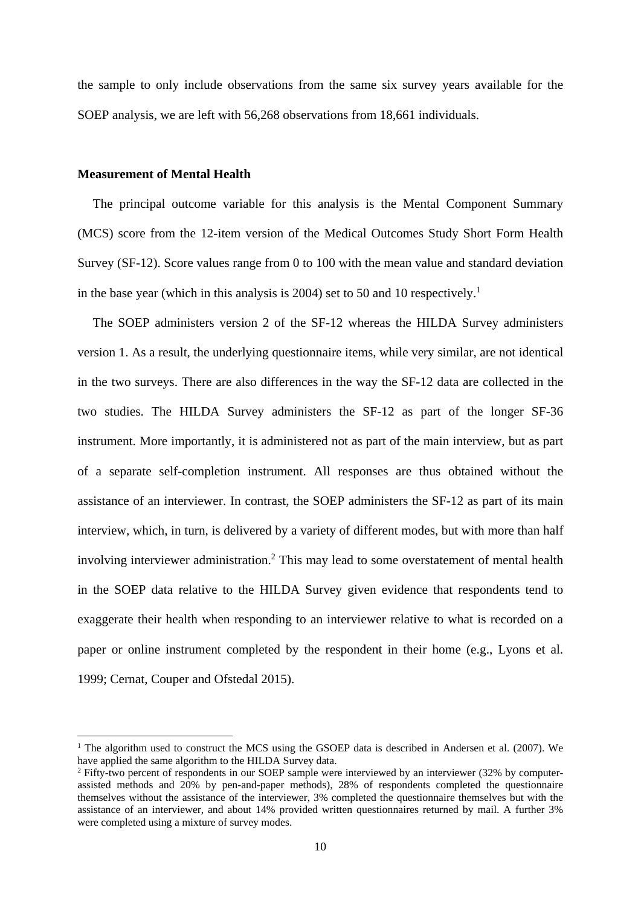the sample to only include observations from the same six survey years available for the SOEP analysis, we are left with 56,268 observations from 18,661 individuals.

**Measurement of Mental Health**

The principal outcome variable for this analysis is the Mental Component Summary (MCS) score from the 12-item version of the Medical Outcomes Study Short Form Health Survey (SF-12). Score values range from 0 to 100 with the mean value and standard deviation in the base year (which in this analysis is 2004) set to 50 and 10 respectively.[1]

The SOEP administers version 2 of the SF-12 whereas the HILDA Survey administers version 1. As a result, the underlying questionnaire items, while very similar, are not identical in the two surveys. There are also differences in the way the SF-12 data are collected in the two studies. The HILDA Survey administers the SF-12 as part of the longer SF-36 instrument. More importantly, it is administered not as part of the main interview, but as part of a separate self-completion instrument. All responses are thus obtained without the assistance of an interviewer. In contrast, the SOEP administers the SF-12 as part of its main interview, which, in turn, is delivered by a variety of different modes, but with more than half involving interviewer administration.[2] This may lead to some overstatement of mental health in the SOEP data relative to the HILDA Survey given evidence that respondents tend to exaggerate their health when responding to an interviewer relative to what is recorded on a paper or online instrument completed by the respondent in their home (e.g., Lyons et al. 1999; Cernat, Couper and Ofstedal 2015).

---

[1] The algorithm used to construct the MCS using the GSOEP data is described in Andersen et al. (2007). We have applied the same algorithm to the HILDA Survey data.

[2] Fifty-two percent of respondents in our SOEP sample were interviewed by an interviewer (32% by computer-assisted methods and 20% by pen-and-paper methods), 28% of respondents completed the questionnaire themselves without the assistance of the interviewer, 3% completed the questionnaire themselves but with the assistance of an interviewer, and about 14% provided written questionnaires returned by mail. A further 3% were completed using a mixture of survey modes.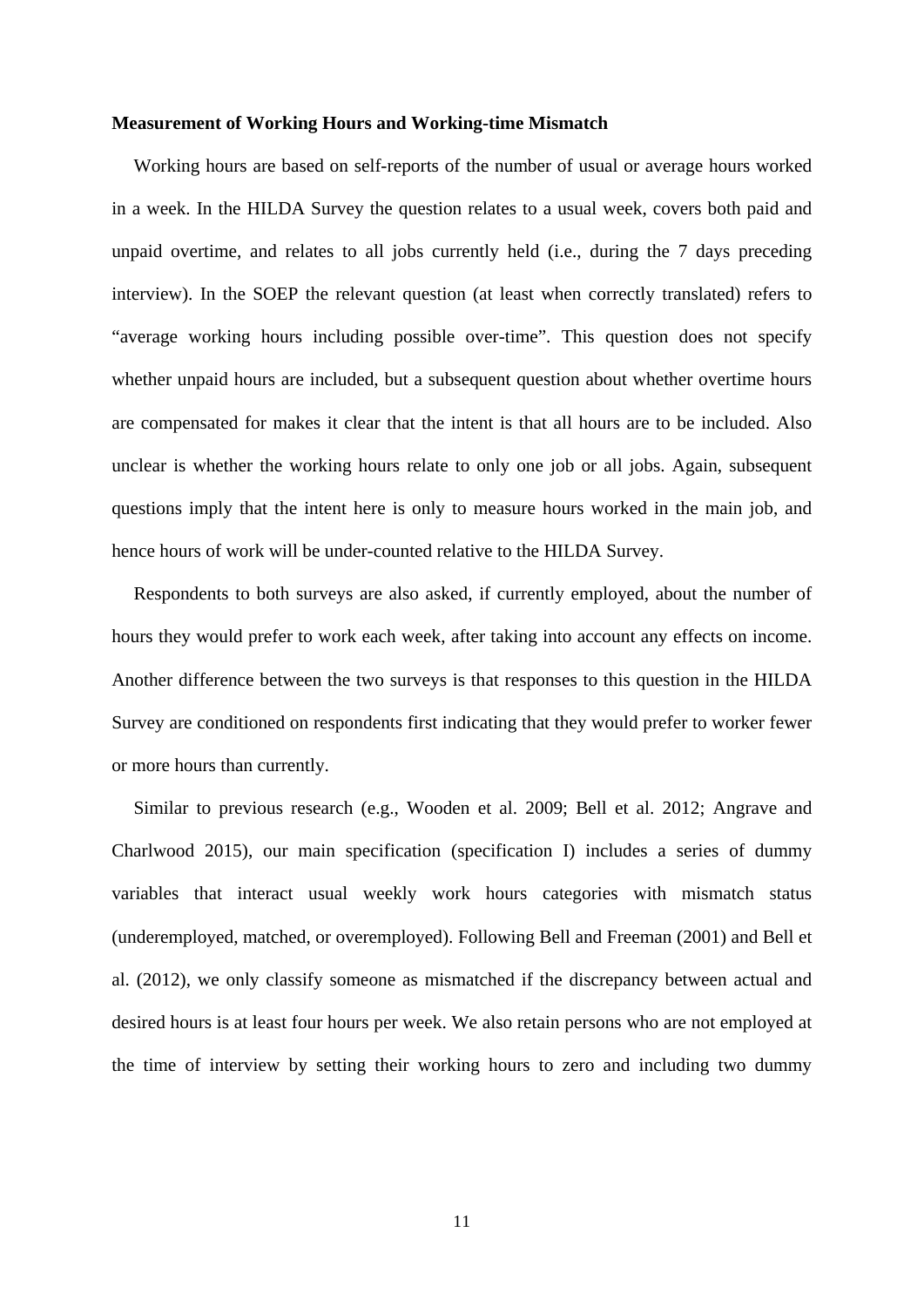**Measurement of Working Hours and Working-time Mismatch**

Working hours are based on self-reports of the number of usual or average hours worked in a week. In the HILDA Survey the question relates to a usual week, covers both paid and unpaid overtime, and relates to all jobs currently held (i.e., during the 7 days preceding interview). In the SOEP the relevant question (at least when correctly translated) refers to "average working hours including possible over-time". This question does not specify whether unpaid hours are included, but a subsequent question about whether overtime hours are compensated for makes it clear that the intent is that all hours are to be included. Also unclear is whether the working hours relate to only one job or all jobs. Again, subsequent questions imply that the intent here is only to measure hours worked in the main job, and hence hours of work will be under-counted relative to the HILDA Survey.

Respondents to both surveys are also asked, if currently employed, about the number of hours they would prefer to work each week, after taking into account any effects on income. Another difference between the two surveys is that responses to this question in the HILDA Survey are conditioned on respondents first indicating that they would prefer to worker fewer or more hours than currently.

Similar to previous research (e.g., Wooden et al. 2009; Bell et al. 2012; Angrave and Charlwood 2015), our main specification (specification I) includes a series of dummy variables that interact usual weekly work hours categories with mismatch status (underemployed, matched, or overemployed). Following Bell and Freeman (2001) and Bell et al. (2012), we only classify someone as mismatched if the discrepancy between actual and desired hours is at least four hours per week. We also retain persons who are not employed at the time of interview by setting their working hours to zero and including two dummy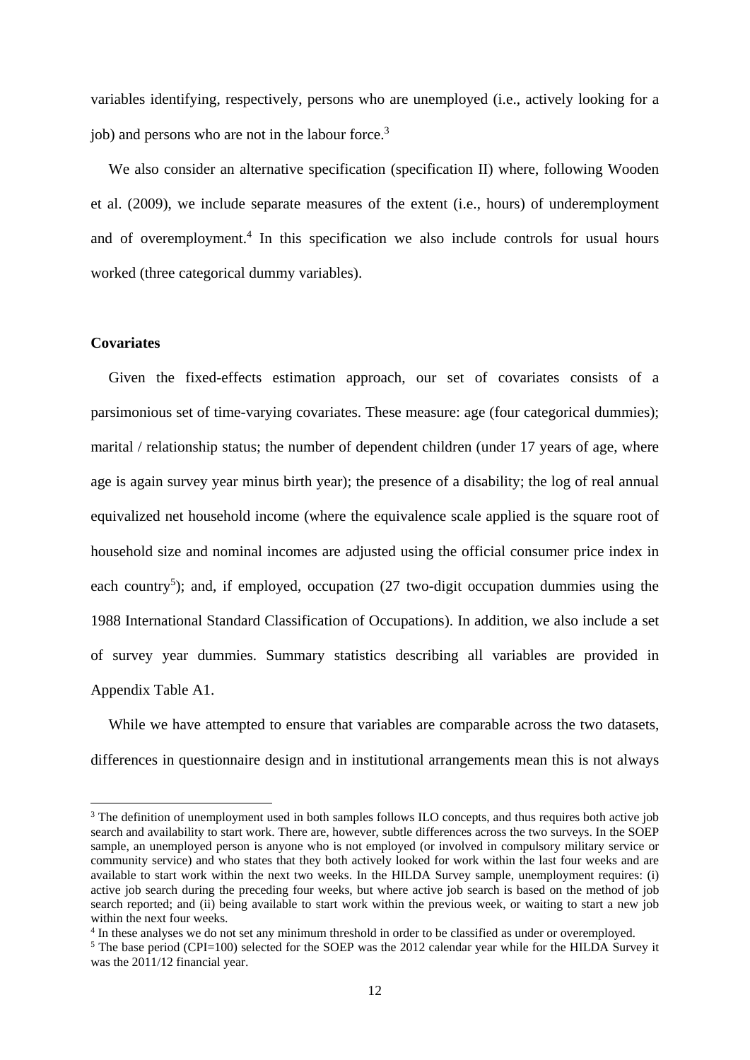variables identifying, respectively, persons who are unemployed (i.e., actively looking for a job) and persons who are not in the labour force.[3]

We also consider an alternative specification (specification II) where, following Wooden et al. (2009), we include separate measures of the extent (i.e., hours) of underemployment and of overemployment.[4] In this specification we also include controls for usual hours worked (three categorical dummy variables).

**Covariates**

Given the fixed-effects estimation approach, our set of covariates consists of a parsimonious set of time-varying covariates. These measure: age (four categorical dummies); marital / relationship status; the number of dependent children (under 17 years of age, where age is again survey year minus birth year); the presence of a disability; the log of real annual equivalized net household income (where the equivalence scale applied is the square root of household size and nominal incomes are adjusted using the official consumer price index in each country[5]); and, if employed, occupation (27 two-digit occupation dummies using the 1988 International Standard Classification of Occupations). In addition, we also include a set of survey year dummies. Summary statistics describing all variables are provided in Appendix Table A1.

While we have attempted to ensure that variables are comparable across the two datasets, differences in questionnaire design and in institutional arrangements mean this is not always

---

[3] The definition of unemployment used in both samples follows ILO concepts, and thus requires both active job search and availability to start work. There are, however, subtle differences across the two surveys. In the SOEP sample, an unemployed person is anyone who is not employed (or involved in compulsory military service or community service) and who states that they both actively looked for work within the last four weeks and are available to start work within the next two weeks. In the HILDA Survey sample, unemployment requires: (i) active job search during the preceding four weeks, but where active job search is based on the method of job search reported; and (ii) being available to start work within the previous week, or waiting to start a new job within the next four weeks.

[4] In these analyses we do not set any minimum threshold in order to be classified as under or overemployed.

[5] The base period (CPI=100) selected for the SOEP was the 2012 calendar year while for the HILDA Survey it was the 2011/12 financial year.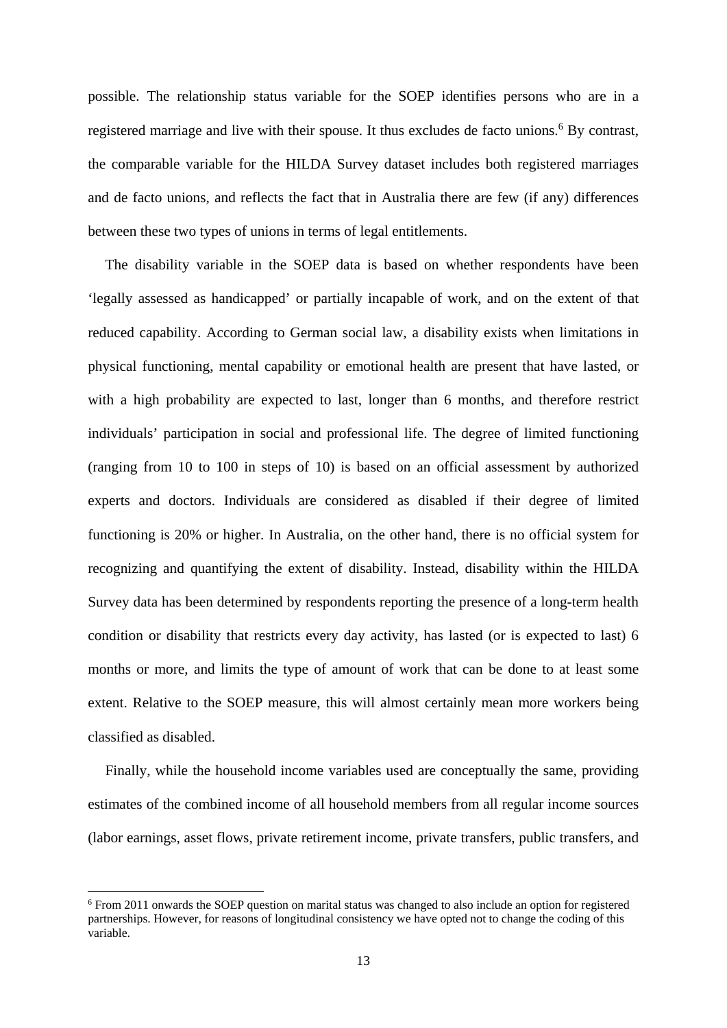possible. The relationship status variable for the SOEP identifies persons who are in a registered marriage and live with their spouse. It thus excludes de facto unions.[6] By contrast, the comparable variable for the HILDA Survey dataset includes both registered marriages and de facto unions, and reflects the fact that in Australia there are few (if any) differences between these two types of unions in terms of legal entitlements.

The disability variable in the SOEP data is based on whether respondents have been 'legally assessed as handicapped' or partially incapable of work, and on the extent of that reduced capability. According to German social law, a disability exists when limitations in physical functioning, mental capability or emotional health are present that have lasted, or with a high probability are expected to last, longer than 6 months, and therefore restrict individuals' participation in social and professional life. The degree of limited functioning (ranging from 10 to 100 in steps of 10) is based on an official assessment by authorized experts and doctors. Individuals are considered as disabled if their degree of limited functioning is 20% or higher. In Australia, on the other hand, there is no official system for recognizing and quantifying the extent of disability. Instead, disability within the HILDA Survey data has been determined by respondents reporting the presence of a long-term health condition or disability that restricts every day activity, has lasted (or is expected to last) 6 months or more, and limits the type of amount of work that can be done to at least some extent. Relative to the SOEP measure, this will almost certainly mean more workers being classified as disabled.

Finally, while the household income variables used are conceptually the same, providing estimates of the combined income of all household members from all regular income sources (labor earnings, asset flows, private retirement income, private transfers, public transfers, and

---

[6] From 2011 onwards the SOEP question on marital status was changed to also include an option for registered partnerships. However, for reasons of longitudinal consistency we have opted not to change the coding of this variable.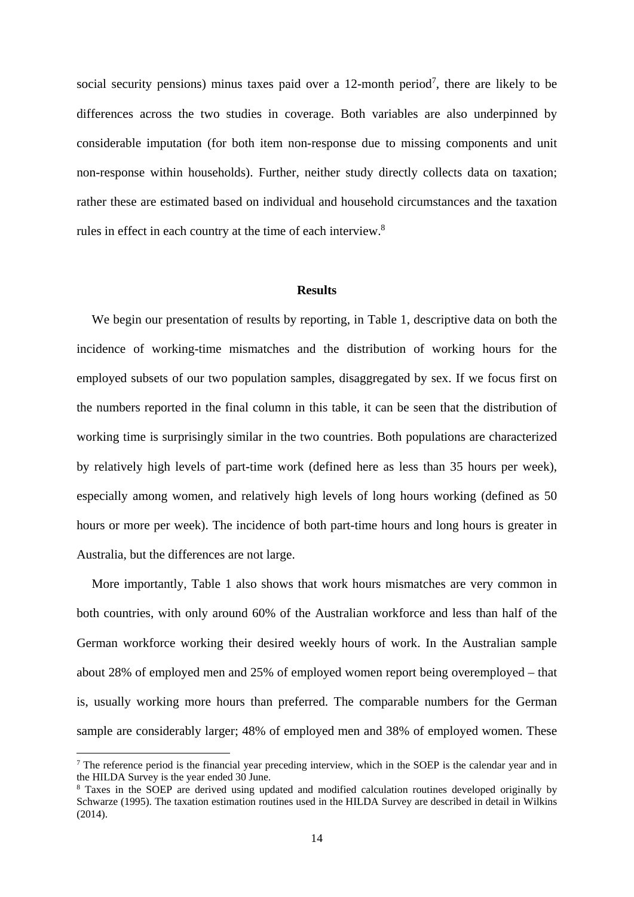social security pensions) minus taxes paid over a 12-month period[7], there are likely to be differences across the two studies in coverage. Both variables are also underpinned by considerable imputation (for both item non-response due to missing components and unit non-response within households). Further, neither study directly collects data on taxation; rather these are estimated based on individual and household circumstances and the taxation rules in effect in each country at the time of each interview.[8]

## Results

We begin our presentation of results by reporting, in Table 1, descriptive data on both the incidence of working-time mismatches and the distribution of working hours for the employed subsets of our two population samples, disaggregated by sex. If we focus first on the numbers reported in the final column in this table, it can be seen that the distribution of working time is surprisingly similar in the two countries. Both populations are characterized by relatively high levels of part-time work (defined here as less than 35 hours per week), especially among women, and relatively high levels of long hours working (defined as 50 hours or more per week). The incidence of both part-time hours and long hours is greater in Australia, but the differences are not large.

More importantly, Table 1 also shows that work hours mismatches are very common in both countries, with only around 60% of the Australian workforce and less than half of the German workforce working their desired weekly hours of work. In the Australian sample about 28% of employed men and 25% of employed women report being overemployed – that is, usually working more hours than preferred. The comparable numbers for the German sample are considerably larger; 48% of employed men and 38% of employed women. These

[7] The reference period is the financial year preceding interview, which in the SOEP is the calendar year and in the HILDA Survey is the year ended 30 June.

[8] Taxes in the SOEP are derived using updated and modified calculation routines developed originally by Schwarze (1995). The taxation estimation routines used in the HILDA Survey are described in detail in Wilkins (2014).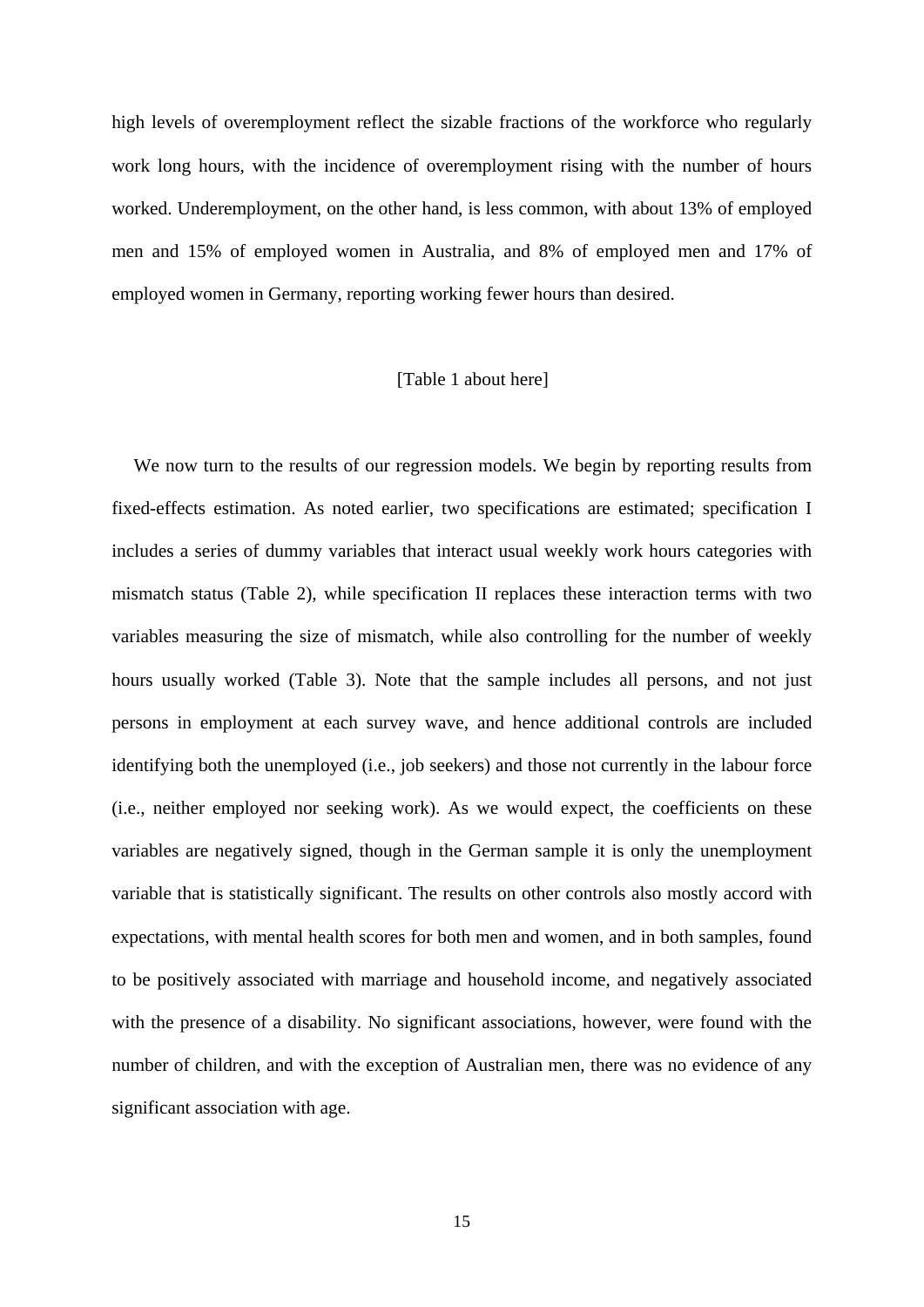high levels of overemployment reflect the sizable fractions of the workforce who regularly work long hours, with the incidence of overemployment rising with the number of hours worked. Underemployment, on the other hand, is less common, with about 13% of employed men and 15% of employed women in Australia, and 8% of employed men and 17% of employed women in Germany, reporting working fewer hours than desired.

[Table 1 about here]

We now turn to the results of our regression models. We begin by reporting results from fixed-effects estimation. As noted earlier, two specifications are estimated; specification I includes a series of dummy variables that interact usual weekly work hours categories with mismatch status (Table 2), while specification II replaces these interaction terms with two variables measuring the size of mismatch, while also controlling for the number of weekly hours usually worked (Table 3). Note that the sample includes all persons, and not just persons in employment at each survey wave, and hence additional controls are included identifying both the unemployed (i.e., job seekers) and those not currently in the labour force (i.e., neither employed nor seeking work). As we would expect, the coefficients on these variables are negatively signed, though in the German sample it is only the unemployment variable that is statistically significant. The results on other controls also mostly accord with expectations, with mental health scores for both men and women, and in both samples, found to be positively associated with marriage and household income, and negatively associated with the presence of a disability. No significant associations, however, were found with the number of children, and with the exception of Australian men, there was no evidence of any significant association with age.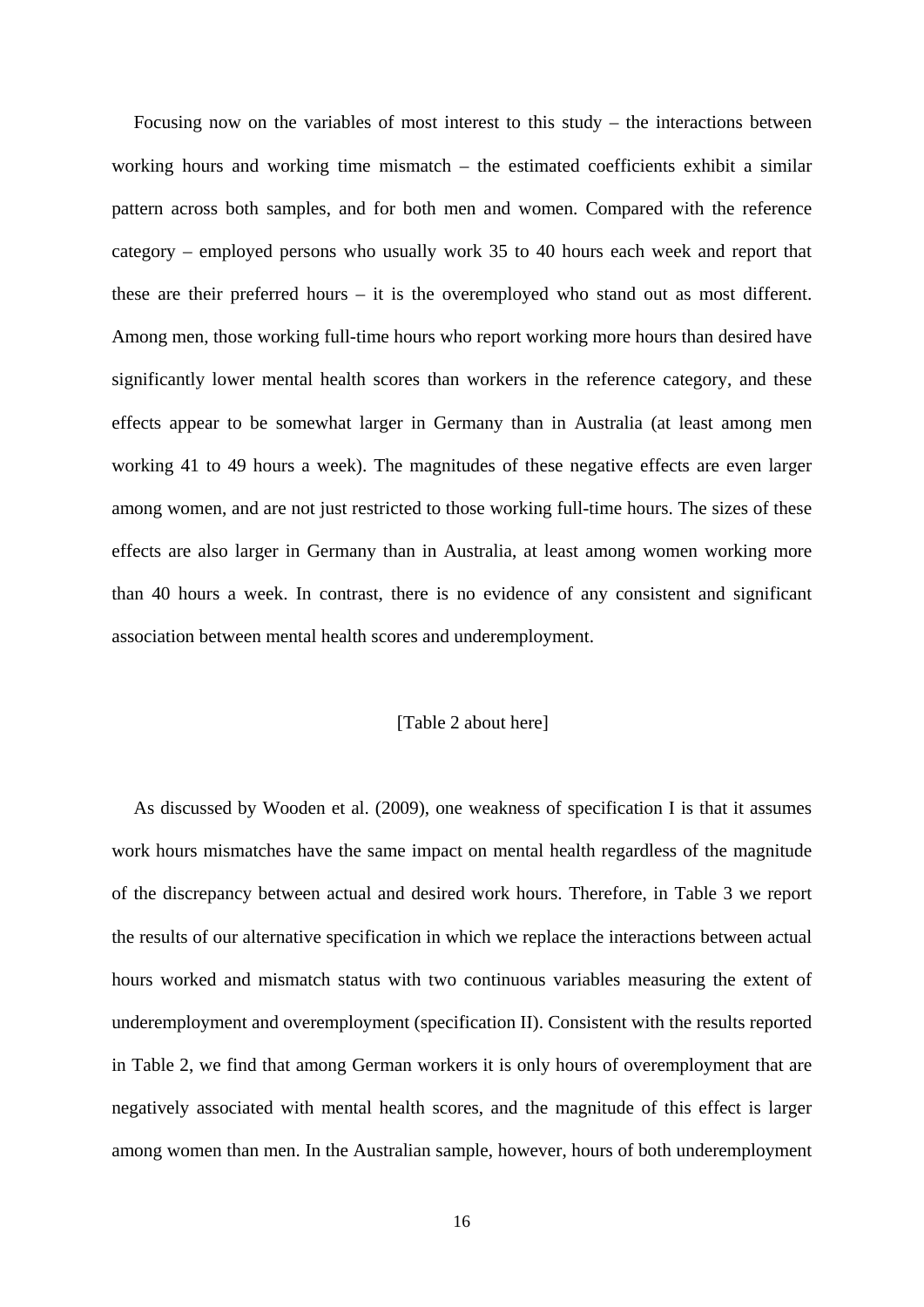Focusing now on the variables of most interest to this study – the interactions between working hours and working time mismatch – the estimated coefficients exhibit a similar pattern across both samples, and for both men and women. Compared with the reference category – employed persons who usually work 35 to 40 hours each week and report that these are their preferred hours – it is the overemployed who stand out as most different. Among men, those working full-time hours who report working more hours than desired have significantly lower mental health scores than workers in the reference category, and these effects appear to be somewhat larger in Germany than in Australia (at least among men working 41 to 49 hours a week). The magnitudes of these negative effects are even larger among women, and are not just restricted to those working full-time hours. The sizes of these effects are also larger in Germany than in Australia, at least among women working more than 40 hours a week. In contrast, there is no evidence of any consistent and significant association between mental health scores and underemployment.

[Table 2 about here]

As discussed by Wooden et al. (2009), one weakness of specification I is that it assumes work hours mismatches have the same impact on mental health regardless of the magnitude of the discrepancy between actual and desired work hours. Therefore, in Table 3 we report the results of our alternative specification in which we replace the interactions between actual hours worked and mismatch status with two continuous variables measuring the extent of underemployment and overemployment (specification II). Consistent with the results reported in Table 2, we find that among German workers it is only hours of overemployment that are negatively associated with mental health scores, and the magnitude of this effect is larger among women than men. In the Australian sample, however, hours of both underemployment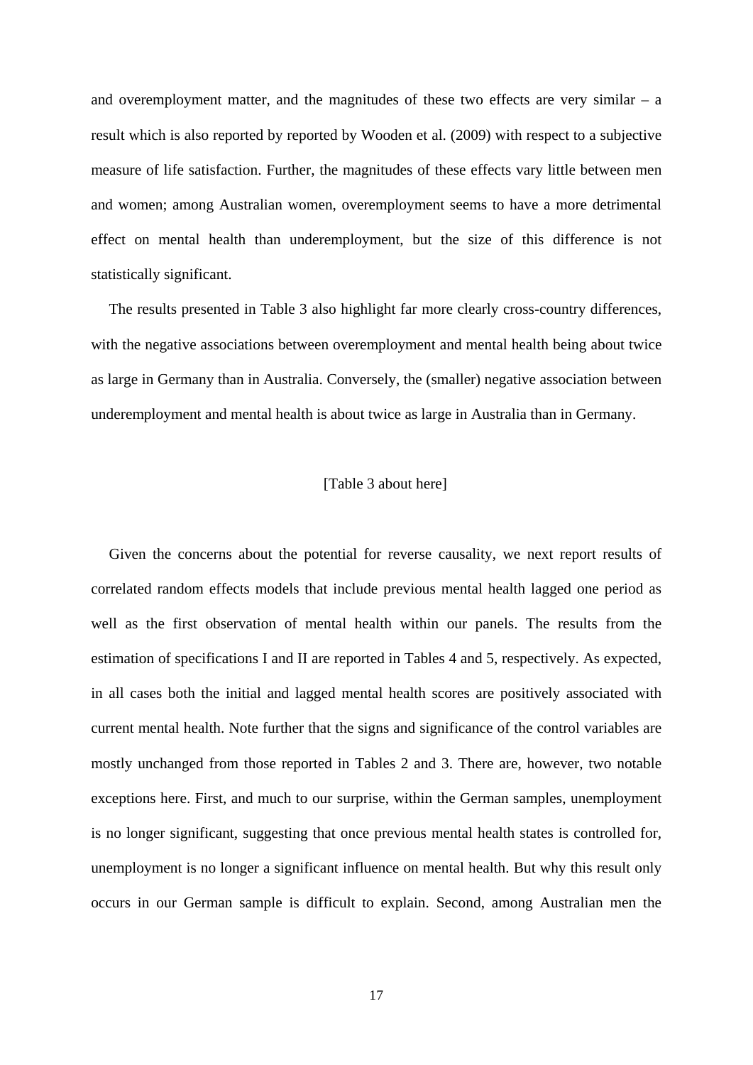and overemployment matter, and the magnitudes of these two effects are very similar – a result which is also reported by reported by Wooden et al. (2009) with respect to a subjective measure of life satisfaction. Further, the magnitudes of these effects vary little between men and women; among Australian women, overemployment seems to have a more detrimental effect on mental health than underemployment, but the size of this difference is not statistically significant.

The results presented in Table 3 also highlight far more clearly cross-country differences, with the negative associations between overemployment and mental health being about twice as large in Germany than in Australia. Conversely, the (smaller) negative association between underemployment and mental health is about twice as large in Australia than in Germany.

[Table 3 about here]

Given the concerns about the potential for reverse causality, we next report results of correlated random effects models that include previous mental health lagged one period as well as the first observation of mental health within our panels. The results from the estimation of specifications I and II are reported in Tables 4 and 5, respectively. As expected, in all cases both the initial and lagged mental health scores are positively associated with current mental health. Note further that the signs and significance of the control variables are mostly unchanged from those reported in Tables 2 and 3. There are, however, two notable exceptions here. First, and much to our surprise, within the German samples, unemployment is no longer significant, suggesting that once previous mental health states is controlled for, unemployment is no longer a significant influence on mental health. But why this result only occurs in our German sample is difficult to explain. Second, among Australian men the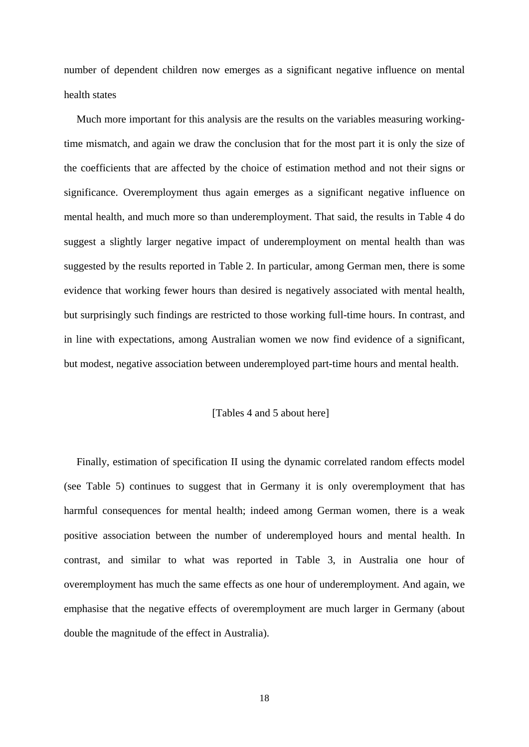number of dependent children now emerges as a significant negative influence on mental health states

Much more important for this analysis are the results on the variables measuring working-time mismatch, and again we draw the conclusion that for the most part it is only the size of the coefficients that are affected by the choice of estimation method and not their signs or significance. Overemployment thus again emerges as a significant negative influence on mental health, and much more so than underemployment. That said, the results in Table 4 do suggest a slightly larger negative impact of underemployment on mental health than was suggested by the results reported in Table 2. In particular, among German men, there is some evidence that working fewer hours than desired is negatively associated with mental health, but surprisingly such findings are restricted to those working full-time hours. In contrast, and in line with expectations, among Australian women we now find evidence of a significant, but modest, negative association between underemployed part-time hours and mental health.

[Tables 4 and 5 about here]

Finally, estimation of specification II using the dynamic correlated random effects model (see Table 5) continues to suggest that in Germany it is only overemployment that has harmful consequences for mental health; indeed among German women, there is a weak positive association between the number of underemployed hours and mental health. In contrast, and similar to what was reported in Table 3, in Australia one hour of overemployment has much the same effects as one hour of underemployment. And again, we emphasise that the negative effects of overemployment are much larger in Germany (about double the magnitude of the effect in Australia).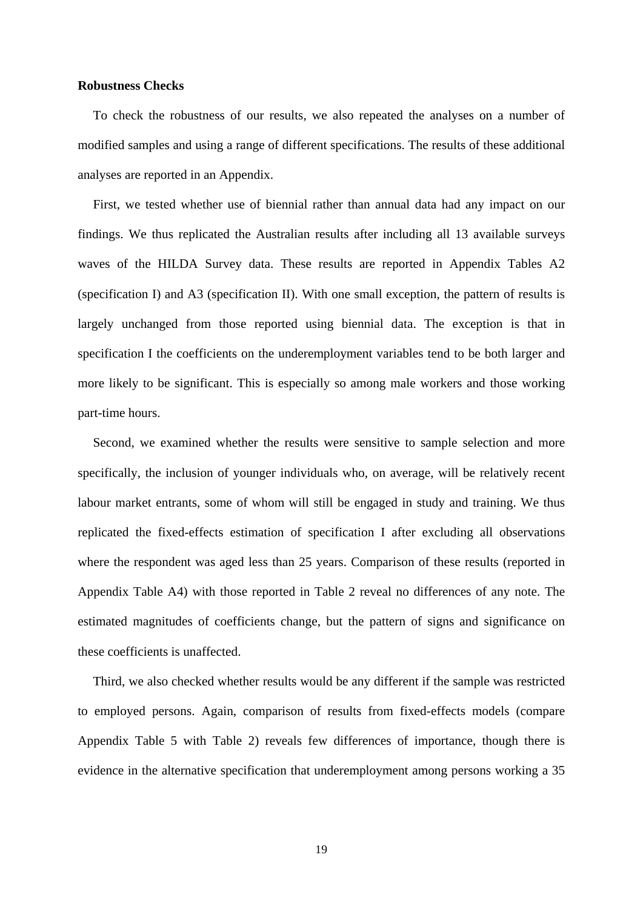**Robustness Checks**

To check the robustness of our results, we also repeated the analyses on a number of modified samples and using a range of different specifications. The results of these additional analyses are reported in an Appendix.

First, we tested whether use of biennial rather than annual data had any impact on our findings. We thus replicated the Australian results after including all 13 available surveys waves of the HILDA Survey data. These results are reported in Appendix Tables A2 (specification I) and A3 (specification II). With one small exception, the pattern of results is largely unchanged from those reported using biennial data. The exception is that in specification I the coefficients on the underemployment variables tend to be both larger and more likely to be significant. This is especially so among male workers and those working part-time hours.

Second, we examined whether the results were sensitive to sample selection and more specifically, the inclusion of younger individuals who, on average, will be relatively recent labour market entrants, some of whom will still be engaged in study and training. We thus replicated the fixed-effects estimation of specification I after excluding all observations where the respondent was aged less than 25 years. Comparison of these results (reported in Appendix Table A4) with those reported in Table 2 reveal no differences of any note. The estimated magnitudes of coefficients change, but the pattern of signs and significance on these coefficients is unaffected.

Third, we also checked whether results would be any different if the sample was restricted to employed persons. Again, comparison of results from fixed-effects models (compare Appendix Table 5 with Table 2) reveals few differences of importance, though there is evidence in the alternative specification that underemployment among persons working a 35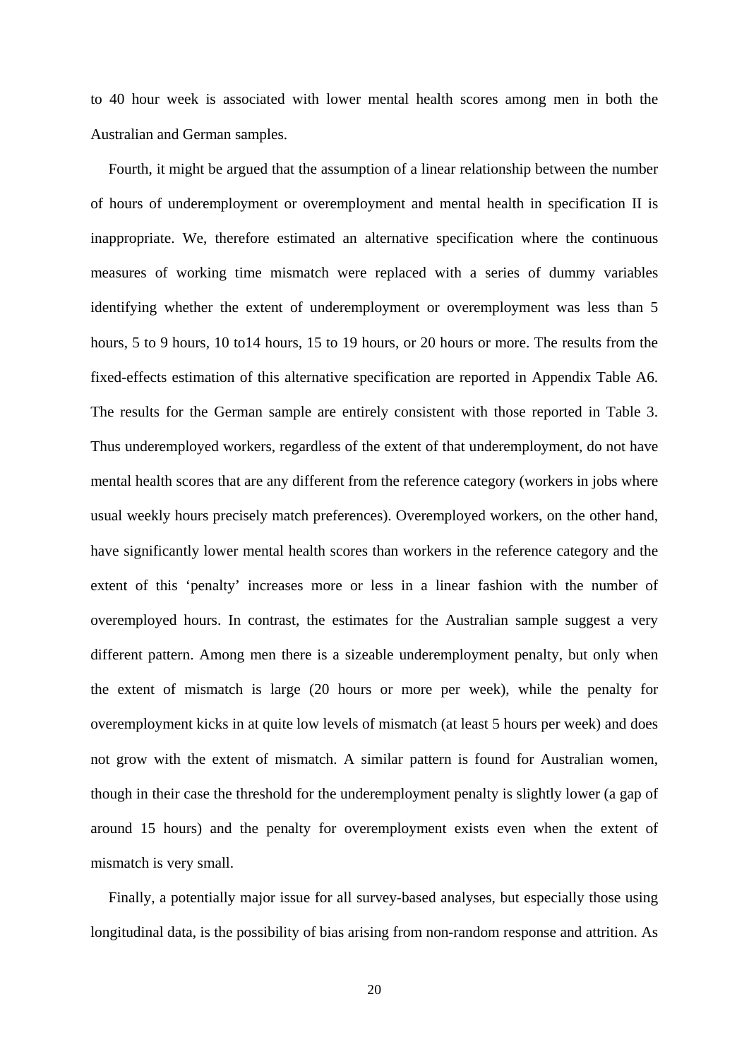to 40 hour week is associated with lower mental health scores among men in both the Australian and German samples.

Fourth, it might be argued that the assumption of a linear relationship between the number of hours of underemployment or overemployment and mental health in specification II is inappropriate. We, therefore estimated an alternative specification where the continuous measures of working time mismatch were replaced with a series of dummy variables identifying whether the extent of underemployment or overemployment was less than 5 hours, 5 to 9 hours, 10 to14 hours, 15 to 19 hours, or 20 hours or more. The results from the fixed-effects estimation of this alternative specification are reported in Appendix Table A6. The results for the German sample are entirely consistent with those reported in Table 3. Thus underemployed workers, regardless of the extent of that underemployment, do not have mental health scores that are any different from the reference category (workers in jobs where usual weekly hours precisely match preferences). Overemployed workers, on the other hand, have significantly lower mental health scores than workers in the reference category and the extent of this 'penalty' increases more or less in a linear fashion with the number of overemployed hours. In contrast, the estimates for the Australian sample suggest a very different pattern. Among men there is a sizeable underemployment penalty, but only when the extent of mismatch is large (20 hours or more per week), while the penalty for overemployment kicks in at quite low levels of mismatch (at least 5 hours per week) and does not grow with the extent of mismatch. A similar pattern is found for Australian women, though in their case the threshold for the underemployment penalty is slightly lower (a gap of around 15 hours) and the penalty for overemployment exists even when the extent of mismatch is very small.

Finally, a potentially major issue for all survey-based analyses, but especially those using longitudinal data, is the possibility of bias arising from non-random response and attrition. As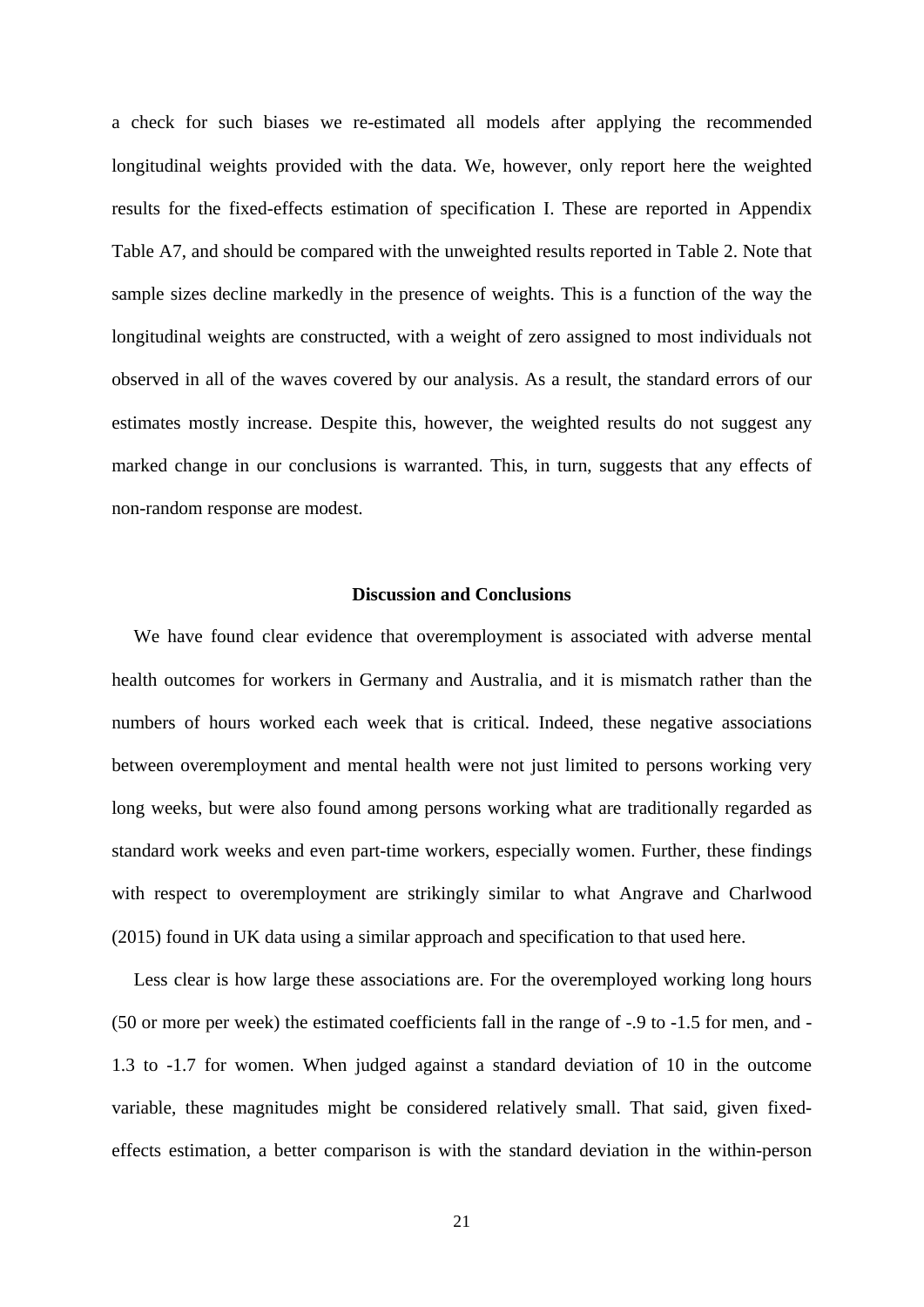a check for such biases we re-estimated all models after applying the recommended longitudinal weights provided with the data. We, however, only report here the weighted results for the fixed-effects estimation of specification I. These are reported in Appendix Table A7, and should be compared with the unweighted results reported in Table 2. Note that sample sizes decline markedly in the presence of weights. This is a function of the way the longitudinal weights are constructed, with a weight of zero assigned to most individuals not observed in all of the waves covered by our analysis. As a result, the standard errors of our estimates mostly increase. Despite this, however, the weighted results do not suggest any marked change in our conclusions is warranted. This, in turn, suggests that any effects of non-random response are modest.

## Discussion and Conclusions

We have found clear evidence that overemployment is associated with adverse mental health outcomes for workers in Germany and Australia, and it is mismatch rather than the numbers of hours worked each week that is critical. Indeed, these negative associations between overemployment and mental health were not just limited to persons working very long weeks, but were also found among persons working what are traditionally regarded as standard work weeks and even part-time workers, especially women. Further, these findings with respect to overemployment are strikingly similar to what Angrave and Charlwood (2015) found in UK data using a similar approach and specification to that used here.

Less clear is how large these associations are. For the overemployed working long hours (50 or more per week) the estimated coefficients fall in the range of -.9 to -1.5 for men, and -1.3 to -1.7 for women. When judged against a standard deviation of 10 in the outcome variable, these magnitudes might be considered relatively small. That said, given fixed-effects estimation, a better comparison is with the standard deviation in the within-person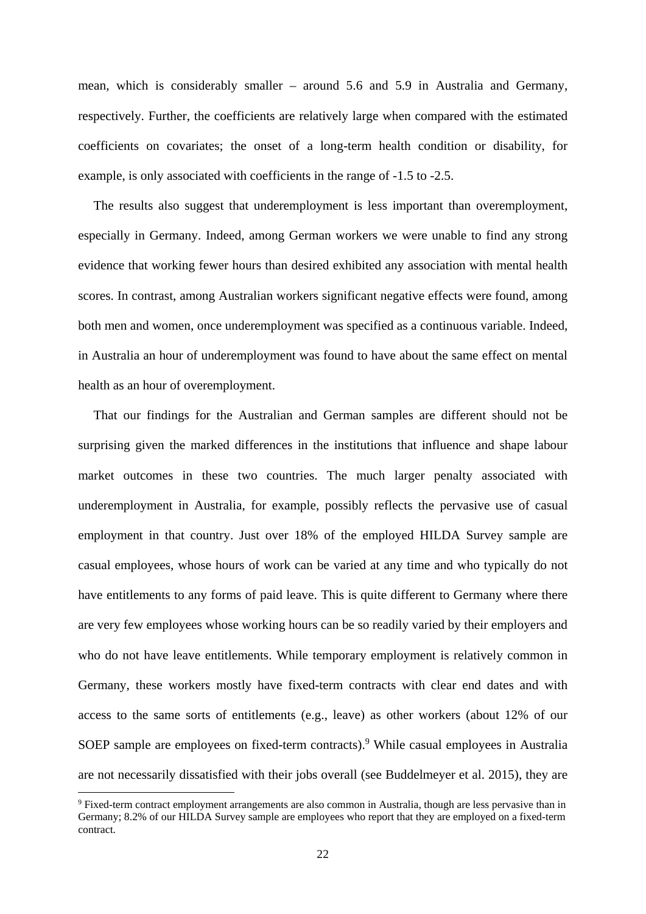mean, which is considerably smaller – around 5.6 and 5.9 in Australia and Germany, respectively. Further, the coefficients are relatively large when compared with the estimated coefficients on covariates; the onset of a long-term health condition or disability, for example, is only associated with coefficients in the range of -1.5 to -2.5.

The results also suggest that underemployment is less important than overemployment, especially in Germany. Indeed, among German workers we were unable to find any strong evidence that working fewer hours than desired exhibited any association with mental health scores. In contrast, among Australian workers significant negative effects were found, among both men and women, once underemployment was specified as a continuous variable. Indeed, in Australia an hour of underemployment was found to have about the same effect on mental health as an hour of overemployment.

That our findings for the Australian and German samples are different should not be surprising given the marked differences in the institutions that influence and shape labour market outcomes in these two countries. The much larger penalty associated with underemployment in Australia, for example, possibly reflects the pervasive use of casual employment in that country. Just over 18% of the employed HILDA Survey sample are casual employees, whose hours of work can be varied at any time and who typically do not have entitlements to any forms of paid leave. This is quite different to Germany where there are very few employees whose working hours can be so readily varied by their employers and who do not have leave entitlements. While temporary employment is relatively common in Germany, these workers mostly have fixed-term contracts with clear end dates and with access to the same sorts of entitlements (e.g., leave) as other workers (about 12% of our SOEP sample are employees on fixed-term contracts).[9] While casual employees in Australia are not necessarily dissatisfied with their jobs overall (see Buddelmeyer et al. 2015), they are

[9] Fixed-term contract employment arrangements are also common in Australia, though are less pervasive than in Germany; 8.2% of our HILDA Survey sample are employees who report that they are employed on a fixed-term contract.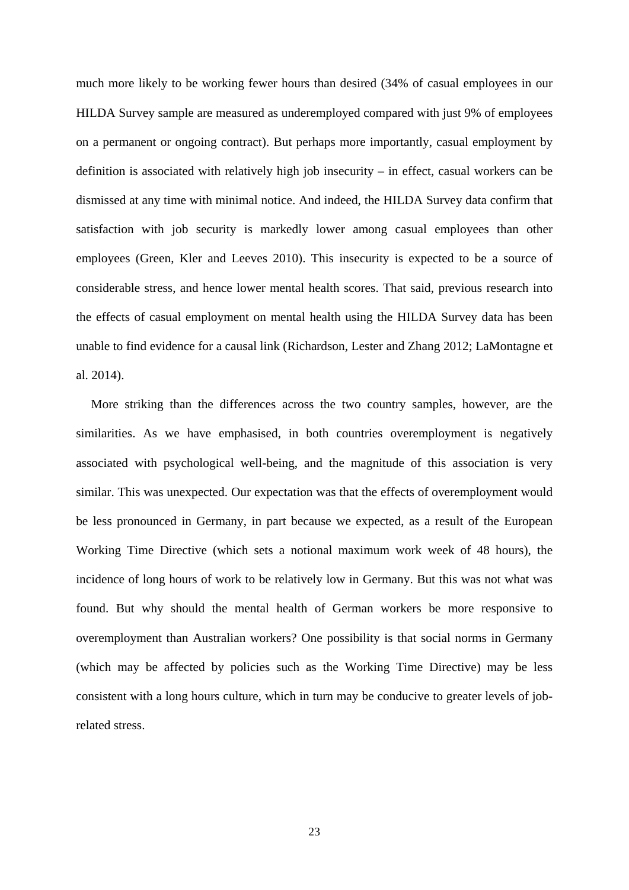much more likely to be working fewer hours than desired (34% of casual employees in our HILDA Survey sample are measured as underemployed compared with just 9% of employees on a permanent or ongoing contract). But perhaps more importantly, casual employment by definition is associated with relatively high job insecurity – in effect, casual workers can be dismissed at any time with minimal notice. And indeed, the HILDA Survey data confirm that satisfaction with job security is markedly lower among casual employees than other employees (Green, Kler and Leeves 2010). This insecurity is expected to be a source of considerable stress, and hence lower mental health scores. That said, previous research into the effects of casual employment on mental health using the HILDA Survey data has been unable to find evidence for a causal link (Richardson, Lester and Zhang 2012; LaMontagne et al. 2014).

More striking than the differences across the two country samples, however, are the similarities. As we have emphasised, in both countries overemployment is negatively associated with psychological well-being, and the magnitude of this association is very similar. This was unexpected. Our expectation was that the effects of overemployment would be less pronounced in Germany, in part because we expected, as a result of the European Working Time Directive (which sets a notional maximum work week of 48 hours), the incidence of long hours of work to be relatively low in Germany. But this was not what was found. But why should the mental health of German workers be more responsive to overemployment than Australian workers? One possibility is that social norms in Germany (which may be affected by policies such as the Working Time Directive) may be less consistent with a long hours culture, which in turn may be conducive to greater levels of job-related stress.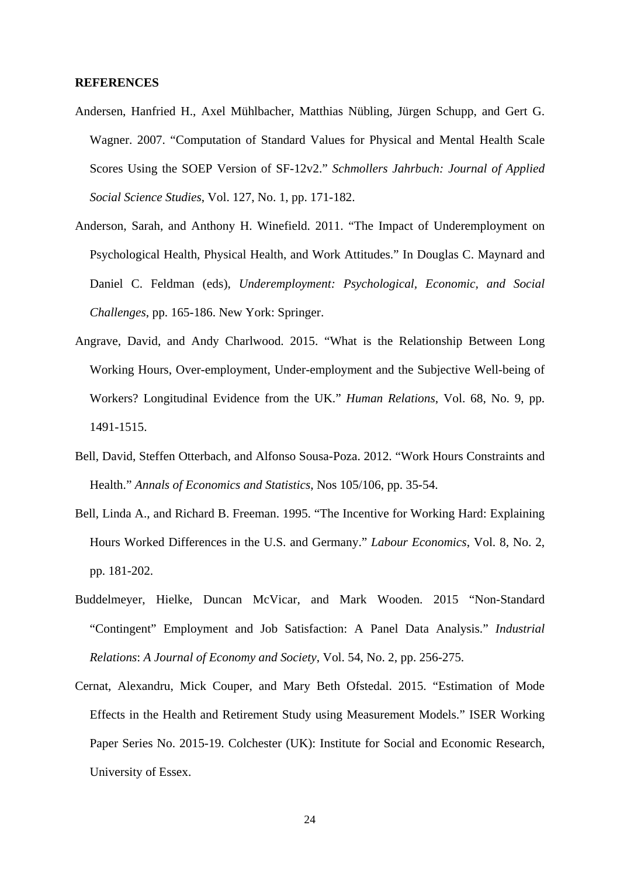**REFERENCES**

Andersen, Hanfried H., Axel Mühlbacher, Matthias Nübling, Jürgen Schupp, and Gert G. Wagner. 2007. "Computation of Standard Values for Physical and Mental Health Scale Scores Using the SOEP Version of SF-12v2." *Schmollers Jahrbuch: Journal of Applied Social Science Studies*, Vol. 127, No. 1, pp. 171-182.

Anderson, Sarah, and Anthony H. Winefield. 2011. "The Impact of Underemployment on Psychological Health, Physical Health, and Work Attitudes." In Douglas C. Maynard and Daniel C. Feldman (eds), *Underemployment: Psychological, Economic, and Social Challenges*, pp. 165-186. New York: Springer.

Angrave, David, and Andy Charlwood. 2015. "What is the Relationship Between Long Working Hours, Over-employment, Under-employment and the Subjective Well-being of Workers? Longitudinal Evidence from the UK." *Human Relations*, Vol. 68, No. 9, pp. 1491-1515.

Bell, David, Steffen Otterbach, and Alfonso Sousa-Poza. 2012. "Work Hours Constraints and Health." *Annals of Economics and Statistics*, Nos 105/106, pp. 35-54.

Bell, Linda A., and Richard B. Freeman. 1995. "The Incentive for Working Hard: Explaining Hours Worked Differences in the U.S. and Germany." *Labour Economics*, Vol. 8, No. 2, pp. 181-202.

Buddelmeyer, Hielke, Duncan McVicar, and Mark Wooden. 2015 "Non-Standard "Contingent" Employment and Job Satisfaction: A Panel Data Analysis." *Industrial Relations*: *A Journal of Economy and Society*, Vol. 54, No. 2, pp. 256-275.

Cernat, Alexandru, Mick Couper, and Mary Beth Ofstedal. 2015. "Estimation of Mode Effects in the Health and Retirement Study using Measurement Models." ISER Working Paper Series No. 2015-19. Colchester (UK): Institute for Social and Economic Research, University of Essex.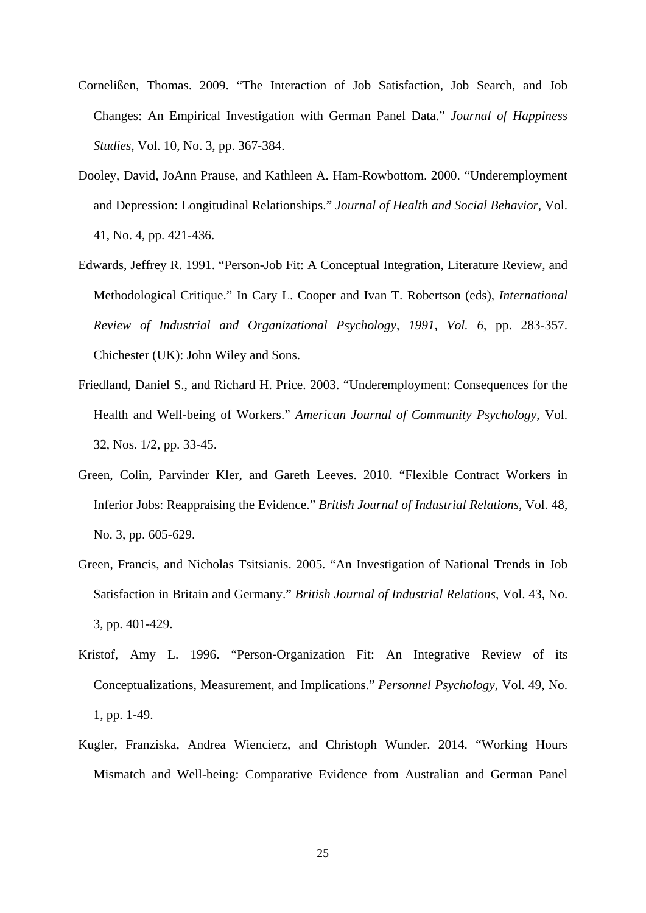Cornelißen, Thomas. 2009. "The Interaction of Job Satisfaction, Job Search, and Job Changes: An Empirical Investigation with German Panel Data." *Journal of Happiness Studies*, Vol. 10, No. 3, pp. 367-384.

Dooley, David, JoAnn Prause, and Kathleen A. Ham-Rowbottom. 2000. "Underemployment and Depression: Longitudinal Relationships." *Journal of Health and Social Behavior*, Vol. 41, No. 4, pp. 421-436.

Edwards, Jeffrey R. 1991. "Person-Job Fit: A Conceptual Integration, Literature Review, and Methodological Critique." In Cary L. Cooper and Ivan T. Robertson (eds), *International Review of Industrial and Organizational Psychology, 1991, Vol. 6*, pp. 283-357. Chichester (UK): John Wiley and Sons.

Friedland, Daniel S., and Richard H. Price. 2003. "Underemployment: Consequences for the Health and Well-being of Workers." *American Journal of Community Psychology*, Vol. 32, Nos. 1/2, pp. 33-45.

Green, Colin, Parvinder Kler, and Gareth Leeves. 2010. "Flexible Contract Workers in Inferior Jobs: Reappraising the Evidence." *British Journal of Industrial Relations*, Vol. 48, No. 3, pp. 605-629.

Green, Francis, and Nicholas Tsitsianis. 2005. "An Investigation of National Trends in Job Satisfaction in Britain and Germany." *British Journal of Industrial Relations*, Vol. 43, No. 3, pp. 401-429.

Kristof, Amy L. 1996. "Person-Organization Fit: An Integrative Review of its Conceptualizations, Measurement, and Implications." *Personnel Psychology*, Vol. 49, No. 1, pp. 1-49.

Kugler, Franziska, Andrea Wiencierz, and Christoph Wunder. 2014. "Working Hours Mismatch and Well-being: Comparative Evidence from Australian and German Panel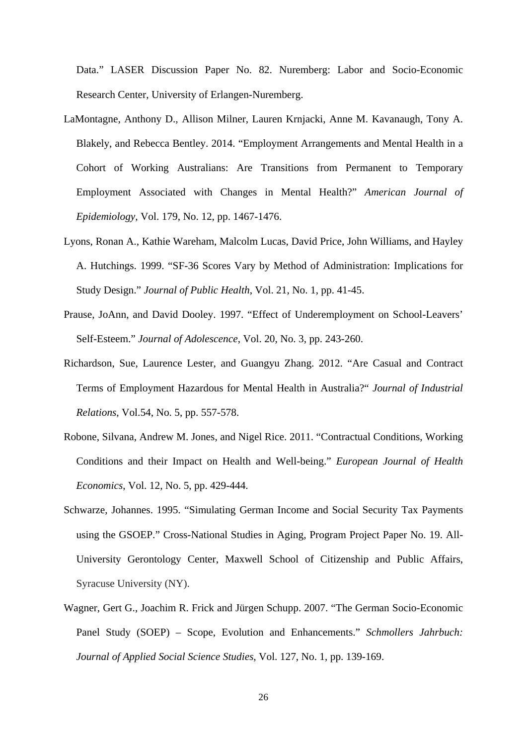Data." LASER Discussion Paper No. 82. Nuremberg: Labor and Socio-Economic Research Center, University of Erlangen-Nuremberg.

LaMontagne, Anthony D., Allison Milner, Lauren Krnjacki, Anne M. Kavanaugh, Tony A. Blakely, and Rebecca Bentley. 2014. "Employment Arrangements and Mental Health in a Cohort of Working Australians: Are Transitions from Permanent to Temporary Employment Associated with Changes in Mental Health?" *American Journal of Epidemiology*, Vol. 179, No. 12, pp. 1467-1476.

Lyons, Ronan A., Kathie Wareham, Malcolm Lucas, David Price, John Williams, and Hayley A. Hutchings. 1999. "SF-36 Scores Vary by Method of Administration: Implications for Study Design." *Journal of Public Health*, Vol. 21, No. 1, pp. 41-45.

Prause, JoAnn, and David Dooley. 1997. "Effect of Underemployment on School-Leavers' Self-Esteem." *Journal of Adolescence*, Vol. 20, No. 3, pp. 243-260.

Richardson, Sue, Laurence Lester, and Guangyu Zhang. 2012. "Are Casual and Contract Terms of Employment Hazardous for Mental Health in Australia?" *Journal of Industrial Relations*, Vol.54, No. 5, pp. 557-578.

Robone, Silvana, Andrew M. Jones, and Nigel Rice. 2011. "Contractual Conditions, Working Conditions and their Impact on Health and Well-being." *European Journal of Health Economics*, Vol. 12, No. 5, pp. 429-444.

Schwarze, Johannes. 1995. "Simulating German Income and Social Security Tax Payments using the GSOEP." Cross-National Studies in Aging, Program Project Paper No. 19. All-University Gerontology Center, Maxwell School of Citizenship and Public Affairs, Syracuse University (NY).

Wagner, Gert G., Joachim R. Frick and Jürgen Schupp. 2007. "The German Socio-Economic Panel Study (SOEP) – Scope, Evolution and Enhancements." *Schmollers Jahrbuch: Journal of Applied Social Science Studies*, Vol. 127, No. 1, pp. 139-169.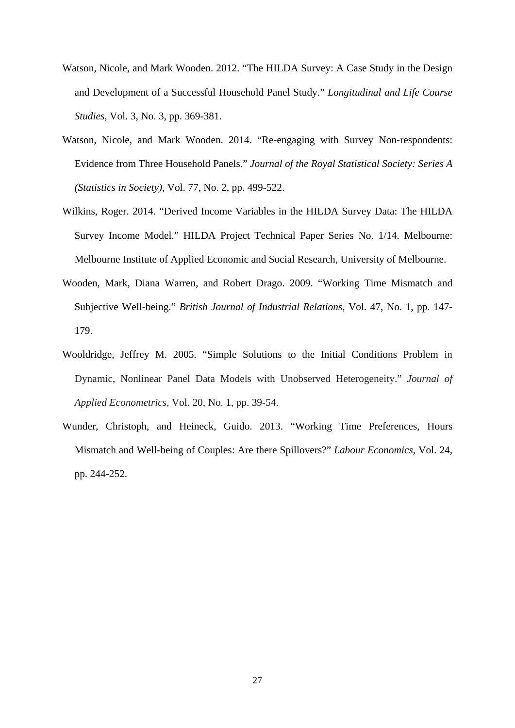Watson, Nicole, and Mark Wooden. 2012. “The HILDA Survey: A Case Study in the Design and Development of a Successful Household Panel Study.” *Longitudinal and Life Course Studies*, Vol. 3, No. 3, pp. 369-381.

Watson, Nicole, and Mark Wooden. 2014. “Re-engaging with Survey Non-respondents: Evidence from Three Household Panels.” *Journal of the Royal Statistical Society: Series A (Statistics in Society)*, Vol. 77, No. 2, pp. 499-522.

Wilkins, Roger. 2014. “Derived Income Variables in the HILDA Survey Data: The HILDA Survey Income Model.” HILDA Project Technical Paper Series No. 1/14. Melbourne: Melbourne Institute of Applied Economic and Social Research, University of Melbourne.

Wooden, Mark, Diana Warren, and Robert Drago. 2009. “Working Time Mismatch and Subjective Well-being.” *British Journal of Industrial Relations,* Vol. 47, No. 1, pp. 147-179.

Wooldridge, Jeffrey M. 2005. “Simple Solutions to the Initial Conditions Problem in Dynamic, Nonlinear Panel Data Models with Unobserved Heterogeneity.” *Journal of Applied Econometrics*, Vol. 20, No. 1, pp. 39-54.

Wunder, Christoph, and Heineck, Guido. 2013. “Working Time Preferences, Hours Mismatch and Well-being of Couples: Are there Spillovers?” *Labour Economics*, Vol. 24, pp. 244-252.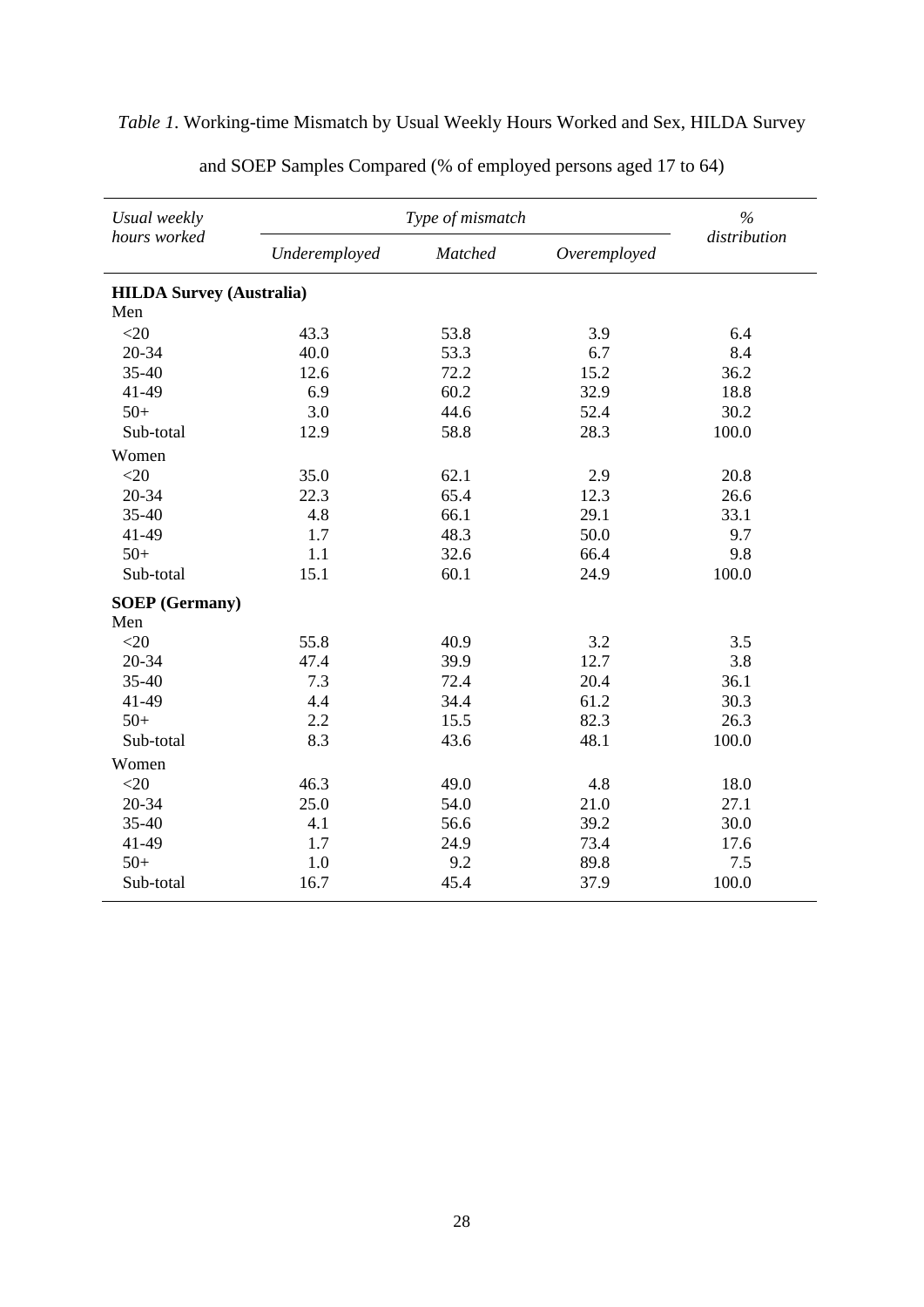*Table 1*. Working-time Mismatch by Usual Weekly Hours Worked and Sex, HILDA Survey and SOEP Samples Compared (% of employed persons aged 17 to 64)

| *Usual weekly hours worked* | *Type of mismatch* | | | *% distribution* |
|---|---|---|---|---|
| | *Underemployed* | *Matched* | *Overemployed* | |
| **HILDA Survey (Australia)** | | | | |
| Men | | | | |
| <20 | 43.3 | 53.8 | 3.9 | 6.4 |
| 20-34 | 40.0 | 53.3 | 6.7 | 8.4 |
| 35-40 | 12.6 | 72.2 | 15.2 | 36.2 |
| 41-49 | 6.9 | 60.2 | 32.9 | 18.8 |
| 50+ | 3.0 | 44.6 | 52.4 | 30.2 |
| Sub-total | 12.9 | 58.8 | 28.3 | 100.0 |
| Women | | | | |
| <20 | 35.0 | 62.1 | 2.9 | 20.8 |
| 20-34 | 22.3 | 65.4 | 12.3 | 26.6 |
| 35-40 | 4.8 | 66.1 | 29.1 | 33.1 |
| 41-49 | 1.7 | 48.3 | 50.0 | 9.7 |
| 50+ | 1.1 | 32.6 | 66.4 | 9.8 |
| Sub-total | 15.1 | 60.1 | 24.9 | 100.0 |
| **SOEP (Germany)** | | | | |
| Men | | | | |
| <20 | 55.8 | 40.9 | 3.2 | 3.5 |
| 20-34 | 47.4 | 39.9 | 12.7 | 3.8 |
| 35-40 | 7.3 | 72.4 | 20.4 | 36.1 |
| 41-49 | 4.4 | 34.4 | 61.2 | 30.3 |
| 50+ | 2.2 | 15.5 | 82.3 | 26.3 |
| Sub-total | 8.3 | 43.6 | 48.1 | 100.0 |
| Women | | | | |
| <20 | 46.3 | 49.0 | 4.8 | 18.0 |
| 20-34 | 25.0 | 54.0 | 21.0 | 27.1 |
| 35-40 | 4.1 | 56.6 | 39.2 | 30.0 |
| 41-49 | 1.7 | 24.9 | 73.4 | 17.6 |
| 50+ | 1.0 | 9.2 | 89.8 | 7.5 |
| Sub-total | 16.7 | 45.4 | 37.9 | 100.0 |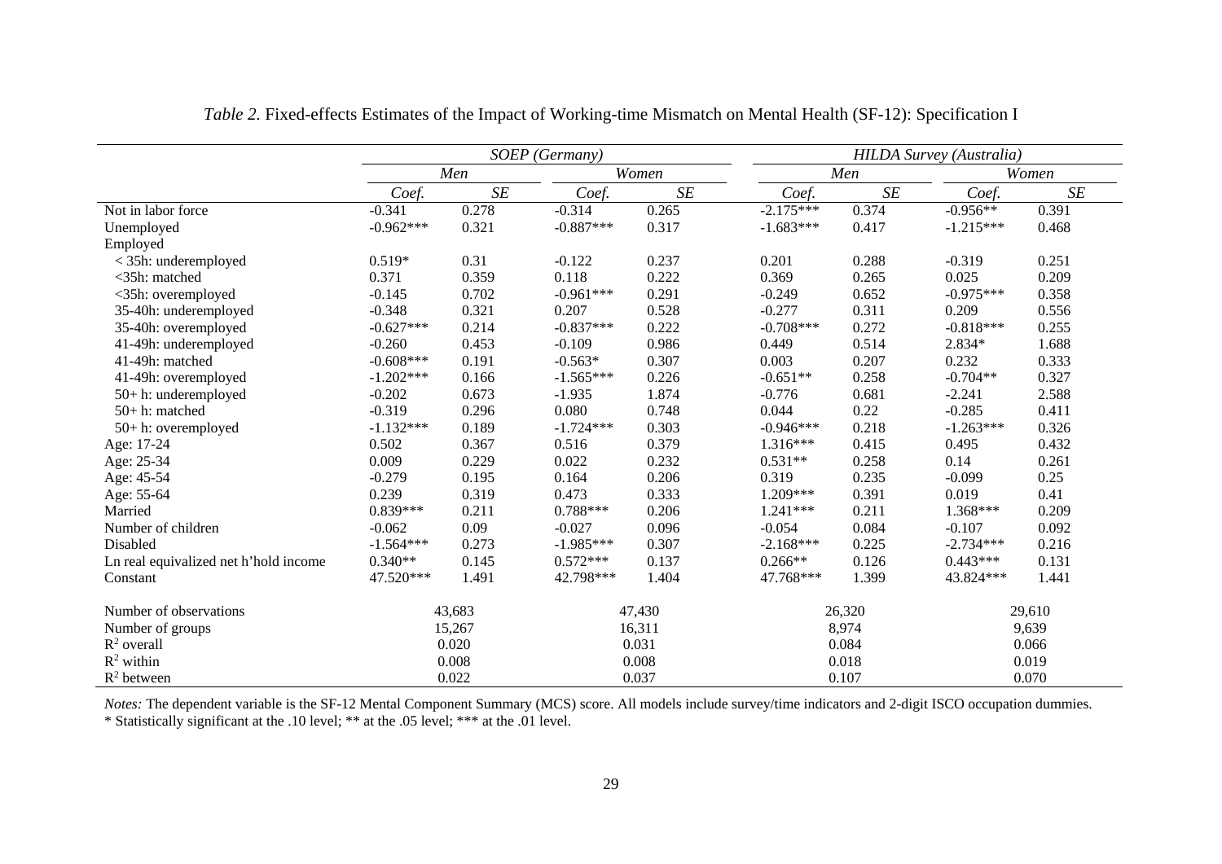*Table 2.* Fixed-effects Estimates of the Impact of Working-time Mismatch on Mental Health (SF-12): Specification I

| | *SOEP (Germany)* | | | | *HILDA Survey (Australia)* | | | |
|---|---|---|---|---|---|---|---|---|
| | *Men* | | *Women* | | *Men* | | *Women* | |
| | *Coef.* | *SE* | *Coef.* | *SE* | *Coef.* | *SE* | *Coef.* | *SE* |
| Not in labor force | -0.341 | 0.278 | -0.314 | 0.265 | -2.175*** | 0.374 | -0.956** | 0.391 |
| Unemployed | -0.962*** | 0.321 | -0.887*** | 0.317 | -1.683*** | 0.417 | -1.215*** | 0.468 |
| Employed | | | | | | | | |
| < 35h: underemployed | 0.519* | 0.31 | -0.122 | 0.237 | 0.201 | 0.288 | -0.319 | 0.251 |
| <35h: matched | 0.371 | 0.359 | 0.118 | 0.222 | 0.369 | 0.265 | 0.025 | 0.209 |
| <35h: overemployed | -0.145 | 0.702 | -0.961*** | 0.291 | -0.249 | 0.652 | -0.975*** | 0.358 |
| 35-40h: underemployed | -0.348 | 0.321 | 0.207 | 0.528 | -0.277 | 0.311 | 0.209 | 0.556 |
| 35-40h: overemployed | -0.627*** | 0.214 | -0.837*** | 0.222 | -0.708*** | 0.272 | -0.818*** | 0.255 |
| 41-49h: underemployed | -0.260 | 0.453 | -0.109 | 0.986 | 0.449 | 0.514 | 2.834* | 1.688 |
| 41-49h: matched | -0.608*** | 0.191 | -0.563* | 0.307 | 0.003 | 0.207 | 0.232 | 0.333 |
| 41-49h: overemployed | -1.202*** | 0.166 | -1.565*** | 0.226 | -0.651** | 0.258 | -0.704** | 0.327 |
| 50+ h: underemployed | -0.202 | 0.673 | -1.935 | 1.874 | -0.776 | 0.681 | -2.241 | 2.588 |
| 50+ h: matched | -0.319 | 0.296 | 0.080 | 0.748 | 0.044 | 0.22 | -0.285 | 0.411 |
| 50+ h: overemployed | -1.132*** | 0.189 | -1.724*** | 0.303 | -0.946*** | 0.218 | -1.263*** | 0.326 |
| Age: 17-24 | 0.502 | 0.367 | 0.516 | 0.379 | 1.316*** | 0.415 | 0.495 | 0.432 |
| Age: 25-34 | 0.009 | 0.229 | 0.022 | 0.232 | 0.531** | 0.258 | 0.14 | 0.261 |
| Age: 45-54 | -0.279 | 0.195 | 0.164 | 0.206 | 0.319 | 0.235 | -0.099 | 0.25 |
| Age: 55-64 | 0.239 | 0.319 | 0.473 | 0.333 | 1.209*** | 0.391 | 0.019 | 0.41 |
| Married | 0.839*** | 0.211 | 0.788*** | 0.206 | 1.241*** | 0.211 | 1.368*** | 0.209 |
| Number of children | -0.062 | 0.09 | -0.027 | 0.096 | -0.054 | 0.084 | -0.107 | 0.092 |
| Disabled | -1.564*** | 0.273 | -1.985*** | 0.307 | -2.168*** | 0.225 | -2.734*** | 0.216 |
| Ln real equivalized net h'hold income | 0.340** | 0.145 | 0.572*** | 0.137 | 0.266** | 0.126 | 0.443*** | 0.131 |
| Constant | 47.520*** | 1.491 | 42.798*** | 1.404 | 47.768*** | 1.399 | 43.824*** | 1.441 |
| Number of observations | 43,683 | | 47,430 | | 26,320 | | 29,610 | |
| Number of groups | 15,267 | | 16,311 | | 8,974 | | 9,639 | |
| $R^2$ overall | 0.020 | | 0.031 | | 0.084 | | 0.066 | |
| $R^2$ within | 0.008 | | 0.008 | | 0.018 | | 0.019 | |
| $R^2$ between | 0.022 | | 0.037 | | 0.107 | | 0.070 | |

*Notes:* The dependent variable is the SF-12 Mental Component Summary (MCS) score. All models include survey/time indicators and 2-digit ISCO occupation dummies.
* Statistically significant at the .10 level; ** at the .05 level; *** at the .01 level.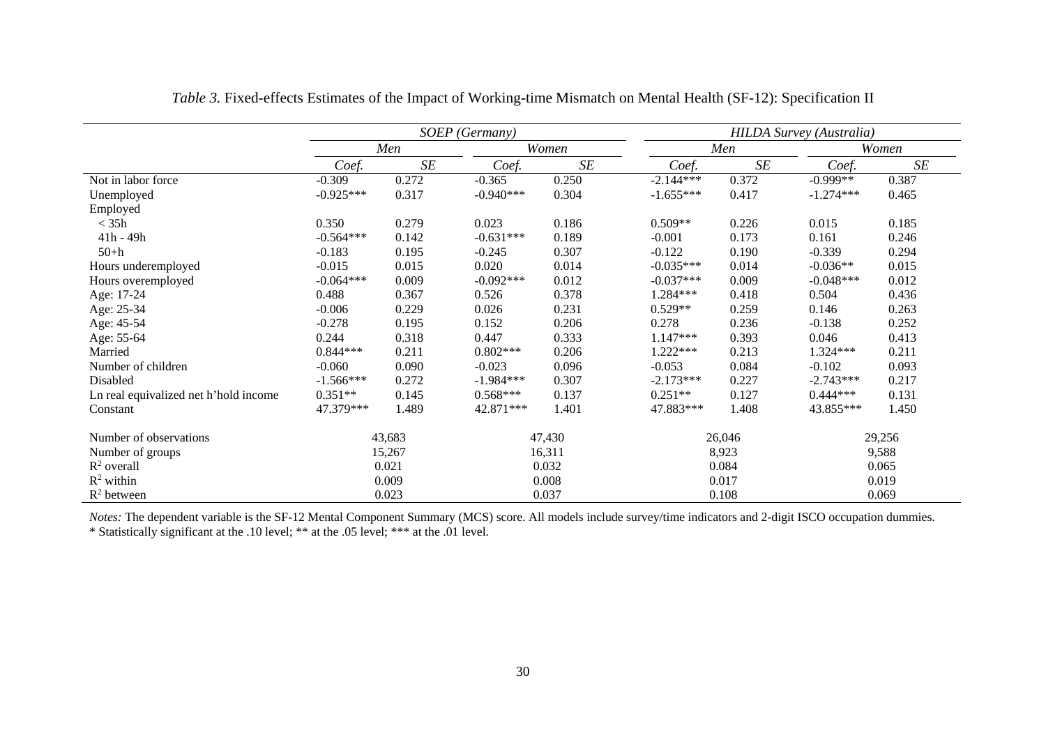*Table 3.* Fixed-effects Estimates of the Impact of Working-time Mismatch on Mental Health (SF-12): Specification II

| | *SOEP (Germany)* | | | | *HILDA Survey (Australia)* | | | |
|---|---|---|---|---|---|---|---|---|
| | *Men* | | *Women* | | *Men* | | *Women* | |
| | *Coef.* | *SE* | *Coef.* | *SE* | *Coef.* | *SE* | *Coef.* | *SE* |
| Not in labor force | -0.309 | 0.272 | -0.365 | 0.250 | -2.144*** | 0.372 | -0.999** | 0.387 |
| Unemployed | -0.925*** | 0.317 | -0.940*** | 0.304 | -1.655*** | 0.417 | -1.274*** | 0.465 |
| Employed | | | | | | | | |
| < 35h | 0.350 | 0.279 | 0.023 | 0.186 | 0.509** | 0.226 | 0.015 | 0.185 |
| 41h - 49h | -0.564*** | 0.142 | -0.631*** | 0.189 | -0.001 | 0.173 | 0.161 | 0.246 |
| 50+h | -0.183 | 0.195 | -0.245 | 0.307 | -0.122 | 0.190 | -0.339 | 0.294 |
| Hours underemployed | -0.015 | 0.015 | 0.020 | 0.014 | -0.035*** | 0.014 | -0.036** | 0.015 |
| Hours overemployed | -0.064*** | 0.009 | -0.092*** | 0.012 | -0.037*** | 0.009 | -0.048*** | 0.012 |
| Age: 17-24 | 0.488 | 0.367 | 0.526 | 0.378 | 1.284*** | 0.418 | 0.504 | 0.436 |
| Age: 25-34 | -0.006 | 0.229 | 0.026 | 0.231 | 0.529** | 0.259 | 0.146 | 0.263 |
| Age: 45-54 | -0.278 | 0.195 | 0.152 | 0.206 | 0.278 | 0.236 | -0.138 | 0.252 |
| Age: 55-64 | 0.244 | 0.318 | 0.447 | 0.333 | 1.147*** | 0.393 | 0.046 | 0.413 |
| Married | 0.844*** | 0.211 | 0.802*** | 0.206 | 1.222*** | 0.213 | 1.324*** | 0.211 |
| Number of children | -0.060 | 0.090 | -0.023 | 0.096 | -0.053 | 0.084 | -0.102 | 0.093 |
| Disabled | -1.566*** | 0.272 | -1.984*** | 0.307 | -2.173*** | 0.227 | -2.743*** | 0.217 |
| Ln real equivalized net h'hold income | 0.351** | 0.145 | 0.568*** | 0.137 | 0.251** | 0.127 | 0.444*** | 0.131 |
| Constant | 47.379*** | 1.489 | 42.871*** | 1.401 | 47.883*** | 1.408 | 43.855*** | 1.450 |
| Number of observations | 43,683 | | 47,430 | | 26,046 | | 29,256 | |
| Number of groups | 15,267 | | 16,311 | | 8,923 | | 9,588 | |
| $R^2$ overall | 0.021 | | 0.032 | | 0.084 | | 0.065 | |
| $R^2$ within | 0.009 | | 0.008 | | 0.017 | | 0.019 | |
| $R^2$ between | 0.023 | | 0.037 | | 0.108 | | 0.069 | |

*Notes:* The dependent variable is the SF-12 Mental Component Summary (MCS) score. All models include survey/time indicators and 2-digit ISCO occupation dummies.
* Statistically significant at the .10 level; ** at the .05 level; *** at the .01 level.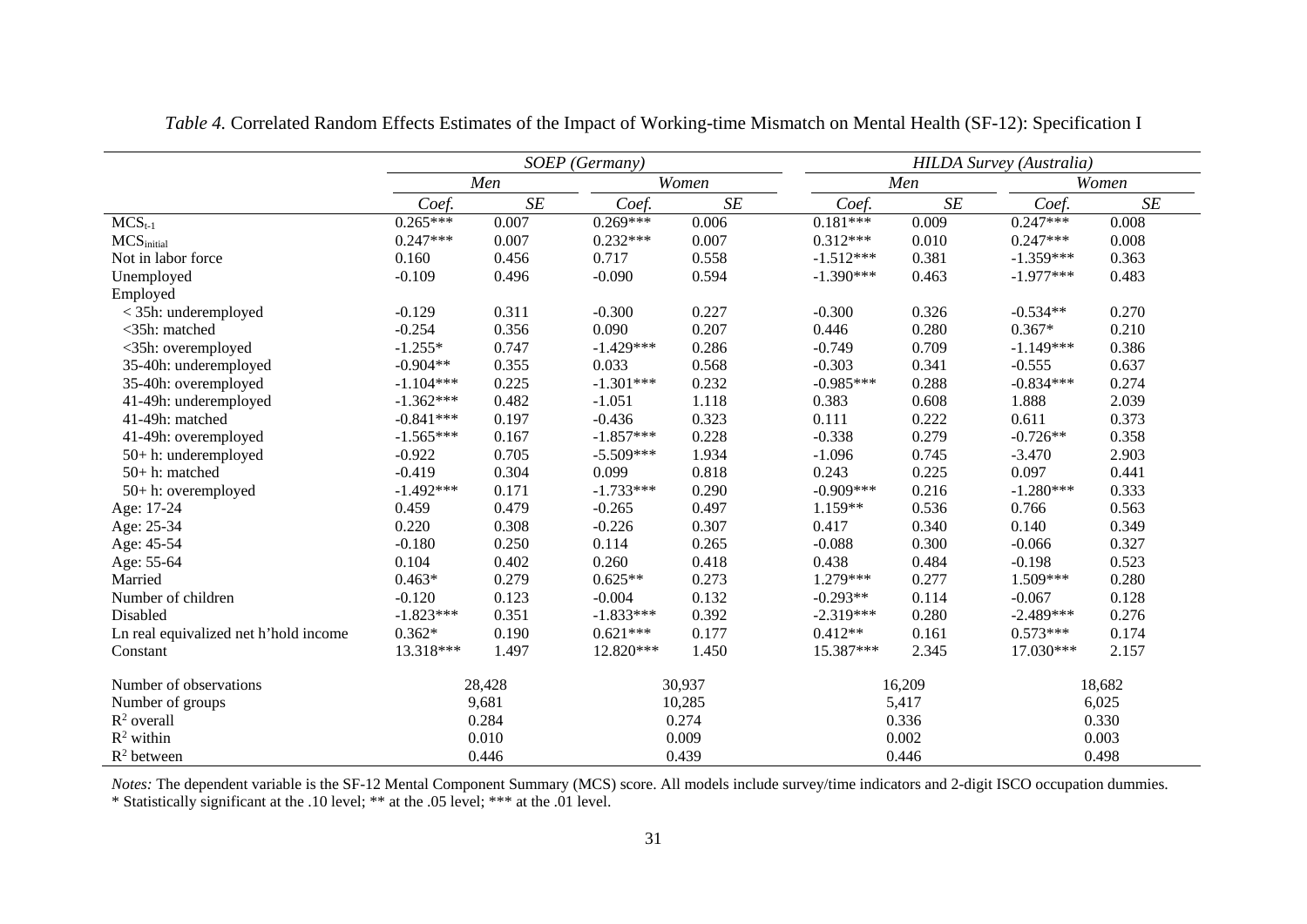*Table 4.* Correlated Random Effects Estimates of the Impact of Working-time Mismatch on Mental Health (SF-12): Specification I

| | *SOEP (Germany)* | | | | *HILDA Survey (Australia)* | | | |
|---|---|---|---|---|---|---|---|---|
| | *Men* | | *Women* | | *Men* | | *Women* | |
| | *Coef.* | *SE* | *Coef.* | *SE* | *Coef.* | *SE* | *Coef.* | *SE* |
| $MCS_{t-1}$ | 0.265*** | 0.007 | 0.269*** | 0.006 | 0.181*** | 0.009 | 0.247*** | 0.008 |
| $MCS_{initial}$ | 0.247*** | 0.007 | 0.232*** | 0.007 | 0.312*** | 0.010 | 0.247*** | 0.008 |
| Not in labor force | 0.160 | 0.456 | 0.717 | 0.558 | -1.512*** | 0.381 | -1.359*** | 0.363 |
| Unemployed | -0.109 | 0.496 | -0.090 | 0.594 | -1.390*** | 0.463 | -1.977*** | 0.483 |
| Employed | | | | | | | | |
| < 35h: underemployed | -0.129 | 0.311 | -0.300 | 0.227 | -0.300 | 0.326 | -0.534** | 0.270 |
| <35h: matched | -0.254 | 0.356 | 0.090 | 0.207 | 0.446 | 0.280 | 0.367* | 0.210 |
| <35h: overemployed | -1.255* | 0.747 | -1.429*** | 0.286 | -0.749 | 0.709 | -1.149*** | 0.386 |
| 35-40h: underemployed | -0.904** | 0.355 | 0.033 | 0.568 | -0.303 | 0.341 | -0.555 | 0.637 |
| 35-40h: overemployed | -1.104*** | 0.225 | -1.301*** | 0.232 | -0.985*** | 0.288 | -0.834*** | 0.274 |
| 41-49h: underemployed | -1.362*** | 0.482 | -1.051 | 1.118 | 0.383 | 0.608 | 1.888 | 2.039 |
| 41-49h: matched | -0.841*** | 0.197 | -0.436 | 0.323 | 0.111 | 0.222 | 0.611 | 0.373 |
| 41-49h: overemployed | -1.565*** | 0.167 | -1.857*** | 0.228 | -0.338 | 0.279 | -0.726** | 0.358 |
| 50+ h: underemployed | -0.922 | 0.705 | -5.509*** | 1.934 | -1.096 | 0.745 | -3.470 | 2.903 |
| 50+ h: matched | -0.419 | 0.304 | 0.099 | 0.818 | 0.243 | 0.225 | 0.097 | 0.441 |
| 50+ h: overemployed | -1.492*** | 0.171 | -1.733*** | 0.290 | -0.909*** | 0.216 | -1.280*** | 0.333 |
| Age: 17-24 | 0.459 | 0.479 | -0.265 | 0.497 | 1.159** | 0.536 | 0.766 | 0.563 |
| Age: 25-34 | 0.220 | 0.308 | -0.226 | 0.307 | 0.417 | 0.340 | 0.140 | 0.349 |
| Age: 45-54 | -0.180 | 0.250 | 0.114 | 0.265 | -0.088 | 0.300 | -0.066 | 0.327 |
| Age: 55-64 | 0.104 | 0.402 | 0.260 | 0.418 | 0.438 | 0.484 | -0.198 | 0.523 |
| Married | 0.463* | 0.279 | 0.625** | 0.273 | 1.279*** | 0.277 | 1.509*** | 0.280 |
| Number of children | -0.120 | 0.123 | -0.004 | 0.132 | -0.293** | 0.114 | -0.067 | 0.128 |
| Disabled | -1.823*** | 0.351 | -1.833*** | 0.392 | -2.319*** | 0.280 | -2.489*** | 0.276 |
| Ln real equivalized net h'hold income | 0.362* | 0.190 | 0.621*** | 0.177 | 0.412** | 0.161 | 0.573*** | 0.174 |
| Constant | 13.318*** | 1.497 | 12.820*** | 1.450 | 15.387*** | 2.345 | 17.030*** | 2.157 |
| Number of observations | 28,428 | | 30,937 | | 16,209 | | 18,682 | |
| Number of groups | 9,681 | | 10,285 | | 5,417 | | 6,025 | |
| $R^2$ overall | 0.284 | | 0.274 | | 0.336 | | 0.330 | |
| $R^2$ within | 0.010 | | 0.009 | | 0.002 | | 0.003 | |
| $R^2$ between | 0.446 | | 0.439 | | 0.446 | | 0.498 | |

*Notes:* The dependent variable is the SF-12 Mental Component Summary (MCS) score. All models include survey/time indicators and 2-digit ISCO occupation dummies.
* Statistically significant at the .10 level; ** at the .05 level; *** at the .01 level.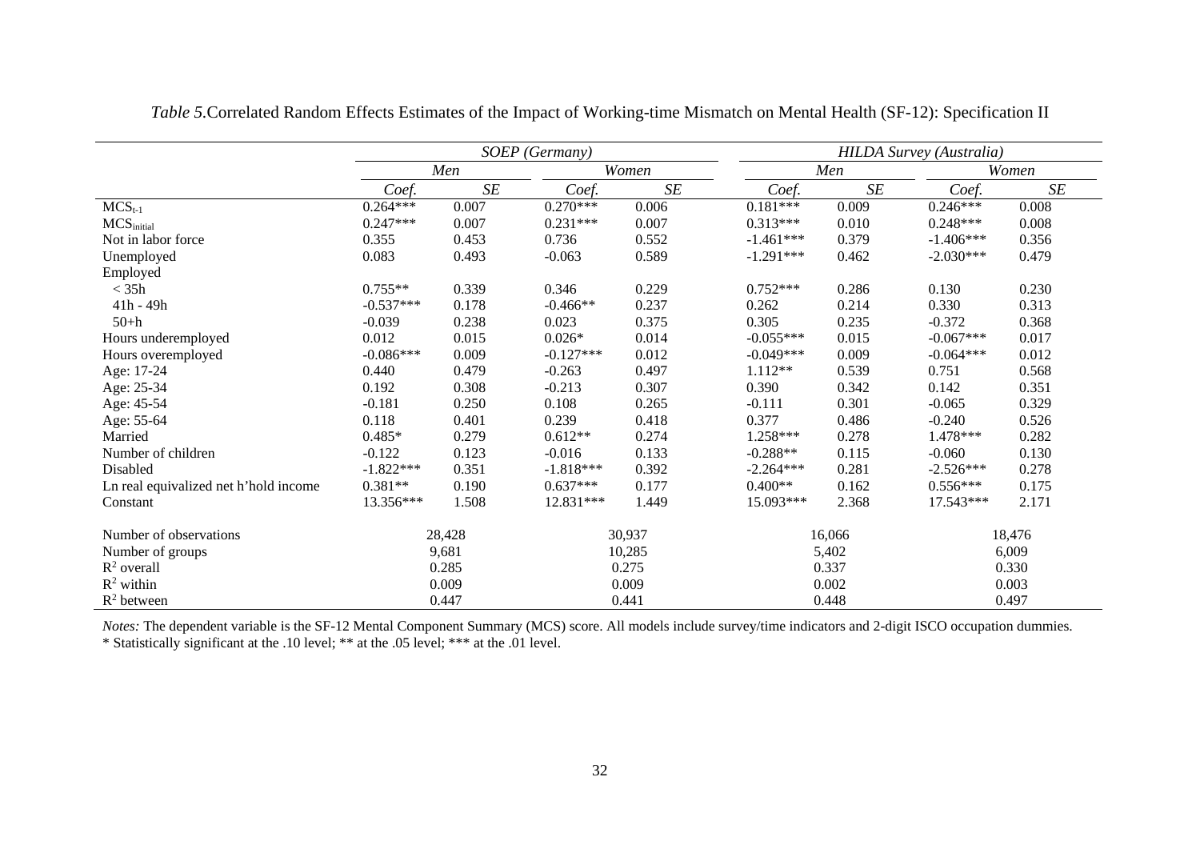*Table 5.* Correlated Random Effects Estimates of the Impact of Working-time Mismatch on Mental Health (SF-12): Specification II

| | *SOEP (Germany)* | | | | *HILDA Survey (Australia)* | | | |
|---|---|---|---|---|---|---|---|---|
| | *Men* | | *Women* | | *Men* | | *Women* | |
| | *Coef.* | *SE* | *Coef.* | *SE* | *Coef.* | *SE* | *Coef.* | *SE* |
| $MCS_{t-1}$ | 0.264*** | 0.007 | 0.270*** | 0.006 | 0.181*** | 0.009 | 0.246*** | 0.008 |
| $MCS_{initial}$ | 0.247*** | 0.007 | 0.231*** | 0.007 | 0.313*** | 0.010 | 0.248*** | 0.008 |
| Not in labor force | 0.355 | 0.453 | 0.736 | 0.552 | -1.461*** | 0.379 | -1.406*** | 0.356 |
| Unemployed | 0.083 | 0.493 | -0.063 | 0.589 | -1.291*** | 0.462 | -2.030*** | 0.479 |
| Employed | | | | | | | | |
| < 35h | 0.755** | 0.339 | 0.346 | 0.229 | 0.752*** | 0.286 | 0.130 | 0.230 |
| 41h - 49h | -0.537*** | 0.178 | -0.466** | 0.237 | 0.262 | 0.214 | 0.330 | 0.313 |
| 50+h | -0.039 | 0.238 | 0.023 | 0.375 | 0.305 | 0.235 | -0.372 | 0.368 |
| Hours underemployed | 0.012 | 0.015 | 0.026* | 0.014 | -0.055*** | 0.015 | -0.067*** | 0.017 |
| Hours overemployed | -0.086*** | 0.009 | -0.127*** | 0.012 | -0.049*** | 0.009 | -0.064*** | 0.012 |
| Age: 17-24 | 0.440 | 0.479 | -0.263 | 0.497 | 1.112** | 0.539 | 0.751 | 0.568 |
| Age: 25-34 | 0.192 | 0.308 | -0.213 | 0.307 | 0.390 | 0.342 | 0.142 | 0.351 |
| Age: 45-54 | -0.181 | 0.250 | 0.108 | 0.265 | -0.111 | 0.301 | -0.065 | 0.329 |
| Age: 55-64 | 0.118 | 0.401 | 0.239 | 0.418 | 0.377 | 0.486 | -0.240 | 0.526 |
| Married | 0.485* | 0.279 | 0.612** | 0.274 | 1.258*** | 0.278 | 1.478*** | 0.282 |
| Number of children | -0.122 | 0.123 | -0.016 | 0.133 | -0.288** | 0.115 | -0.060 | 0.130 |
| Disabled | -1.822*** | 0.351 | -1.818*** | 0.392 | -2.264*** | 0.281 | -2.526*** | 0.278 |
| Ln real equivalized net h'hold income | 0.381** | 0.190 | 0.637*** | 0.177 | 0.400** | 0.162 | 0.556*** | 0.175 |
| Constant | 13.356*** | 1.508 | 12.831*** | 1.449 | 15.093*** | 2.368 | 17.543*** | 2.171 |
| Number of observations | 28,428 | | 30,937 | | 16,066 | | 18,476 | |
| Number of groups | 9,681 | | 10,285 | | 5,402 | | 6,009 | |
| $R^2$ overall | 0.285 | | 0.275 | | 0.337 | | 0.330 | |
| $R^2$ within | 0.009 | | 0.009 | | 0.002 | | 0.003 | |
| $R^2$ between | 0.447 | | 0.441 | | 0.448 | | 0.497 | |

*Notes:* The dependent variable is the SF-12 Mental Component Summary (MCS) score. All models include survey/time indicators and 2-digit ISCO occupation dummies.
* Statistically significant at the .10 level; ** at the .05 level; *** at the .01 level.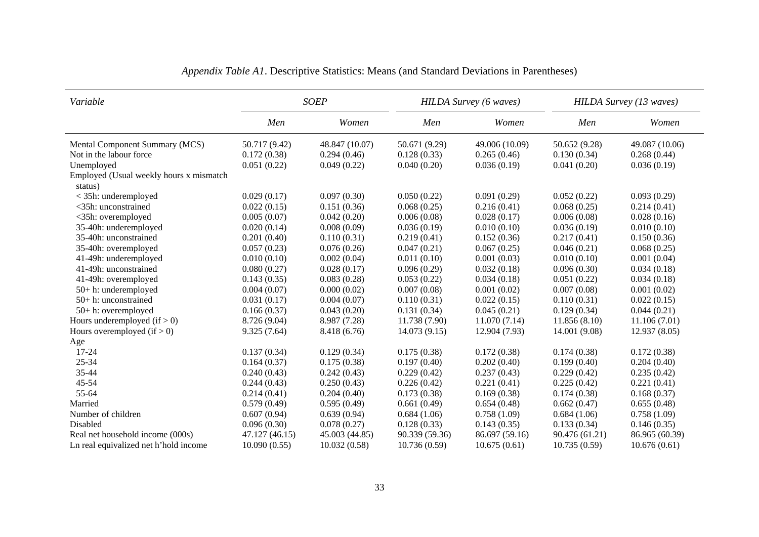*Appendix Table A1*. Descriptive Statistics: Means (and Standard Deviations in Parentheses)

| *Variable* | *SOEP* | | *HILDA Survey (6 waves)* | | *HILDA Survey (13 waves)* | |
|---|---|---|---|---|---|---|
| | *Men* | *Women* | *Men* | *Women* | *Men* | *Women* |
| Mental Component Summary (MCS) | 50.717 (9.42) | 48.847 (10.07) | 50.671 (9.29) | 49.006 (10.09) | 50.652 (9.28) | 49.087 (10.06) |
| Not in the labour force | 0.172 (0.38) | 0.294 (0.46) | 0.128 (0.33) | 0.265 (0.46) | 0.130 (0.34) | 0.268 (0.44) |
| Unemployed | 0.051 (0.22) | 0.049 (0.22) | 0.040 (0.20) | 0.036 (0.19) | 0.041 (0.20) | 0.036 (0.19) |
| Employed (Usual weekly hours x mismatch status) | | | | | | |
| < 35h: underemployed | 0.029 (0.17) | 0.097 (0.30) | 0.050 (0.22) | 0.091 (0.29) | 0.052 (0.22) | 0.093 (0.29) |
| <35h: unconstrained | 0.022 (0.15) | 0.151 (0.36) | 0.068 (0.25) | 0.216 (0.41) | 0.068 (0.25) | 0.214 (0.41) |
| <35h: overemployed | 0.005 (0.07) | 0.042 (0.20) | 0.006 (0.08) | 0.028 (0.17) | 0.006 (0.08) | 0.028 (0.16) |
| 35-40h: underemployed | 0.020 (0.14) | 0.008 (0.09) | 0.036 (0.19) | 0.010 (0.10) | 0.036 (0.19) | 0.010 (0.10) |
| 35-40h: unconstrained | 0.201 (0.40) | 0.110 (0.31) | 0.219 (0.41) | 0.152 (0.36) | 0.217 (0.41) | 0.150 (0.36) |
| 35-40h: overemployed | 0.057 (0.23) | 0.076 (0.26) | 0.047 (0.21) | 0.067 (0.25) | 0.046 (0.21) | 0.068 (0.25) |
| 41-49h: underemployed | 0.010 (0.10) | 0.002 (0.04) | 0.011 (0.10) | 0.001 (0.03) | 0.010 (0.10) | 0.001 (0.04) |
| 41-49h: unconstrained | 0.080 (0.27) | 0.028 (0.17) | 0.096 (0.29) | 0.032 (0.18) | 0.096 (0.30) | 0.034 (0.18) |
| 41-49h: overemployed | 0.143 (0.35) | 0.083 (0.28) | 0.053 (0.22) | 0.034 (0.18) | 0.051 (0.22) | 0.034 (0.18) |
| 50+ h: underemployed | 0.004 (0.07) | 0.000 (0.02) | 0.007 (0.08) | 0.001 (0.02) | 0.007 (0.08) | 0.001 (0.02) |
| 50+ h: unconstrained | 0.031 (0.17) | 0.004 (0.07) | 0.110 (0.31) | 0.022 (0.15) | 0.110 (0.31) | 0.022 (0.15) |
| 50+ h: overemployed | 0.166 (0.37) | 0.043 (0.20) | 0.131 (0.34) | 0.045 (0.21) | 0.129 (0.34) | 0.044 (0.21) |
| Hours underemployed (if > 0) | 8.726 (9.04) | 8.987 (7.28) | 11.738 (7.90) | 11.070 (7.14) | 11.856 (8.10) | 11.106 (7.01) |
| Hours overemployed (if > 0) | 9.325 (7.64) | 8.418 (6.76) | 14.073 (9.15) | 12.904 (7.93) | 14.001 (9.08) | 12.937 (8.05) |
| Age | | | | | | |
| 17-24 | 0.137 (0.34) | 0.129 (0.34) | 0.175 (0.38) | 0.172 (0.38) | 0.174 (0.38) | 0.172 (0.38) |
| 25-34 | 0.164 (0.37) | 0.175 (0.38) | 0.197 (0.40) | 0.202 (0.40) | 0.199 (0.40) | 0.204 (0.40) |
| 35-44 | 0.240 (0.43) | 0.242 (0.43) | 0.229 (0.42) | 0.237 (0.43) | 0.229 (0.42) | 0.235 (0.42) |
| 45-54 | 0.244 (0.43) | 0.250 (0.43) | 0.226 (0.42) | 0.221 (0.41) | 0.225 (0.42) | 0.221 (0.41) |
| 55-64 | 0.214 (0.41) | 0.204 (0.40) | 0.173 (0.38) | 0.169 (0.38) | 0.174 (0.38) | 0.168 (0.37) |
| Married | 0.579 (0.49) | 0.595 (0.49) | 0.661 (0.49) | 0.654 (0.48) | 0.662 (0.47) | 0.655 (0.48) |
| Number of children | 0.607 (0.94) | 0.639 (0.94) | 0.684 (1.06) | 0.758 (1.09) | 0.684 (1.06) | 0.758 (1.09) |
| Disabled | 0.096 (0.30) | 0.078 (0.27) | 0.128 (0.33) | 0.143 (0.35) | 0.133 (0.34) | 0.146 (0.35) |
| Real net household income (000s) | 47.127 (46.15) | 45.003 (44.85) | 90.339 (59.36) | 86.697 (59.16) | 90.476 (61.21) | 86.965 (60.39) |
| Ln real equivalized net h'hold income | 10.090 (0.55) | 10.032 (0.58) | 10.736 (0.59) | 10.675 (0.61) | 10.735 (0.59) | 10.676 (0.61) |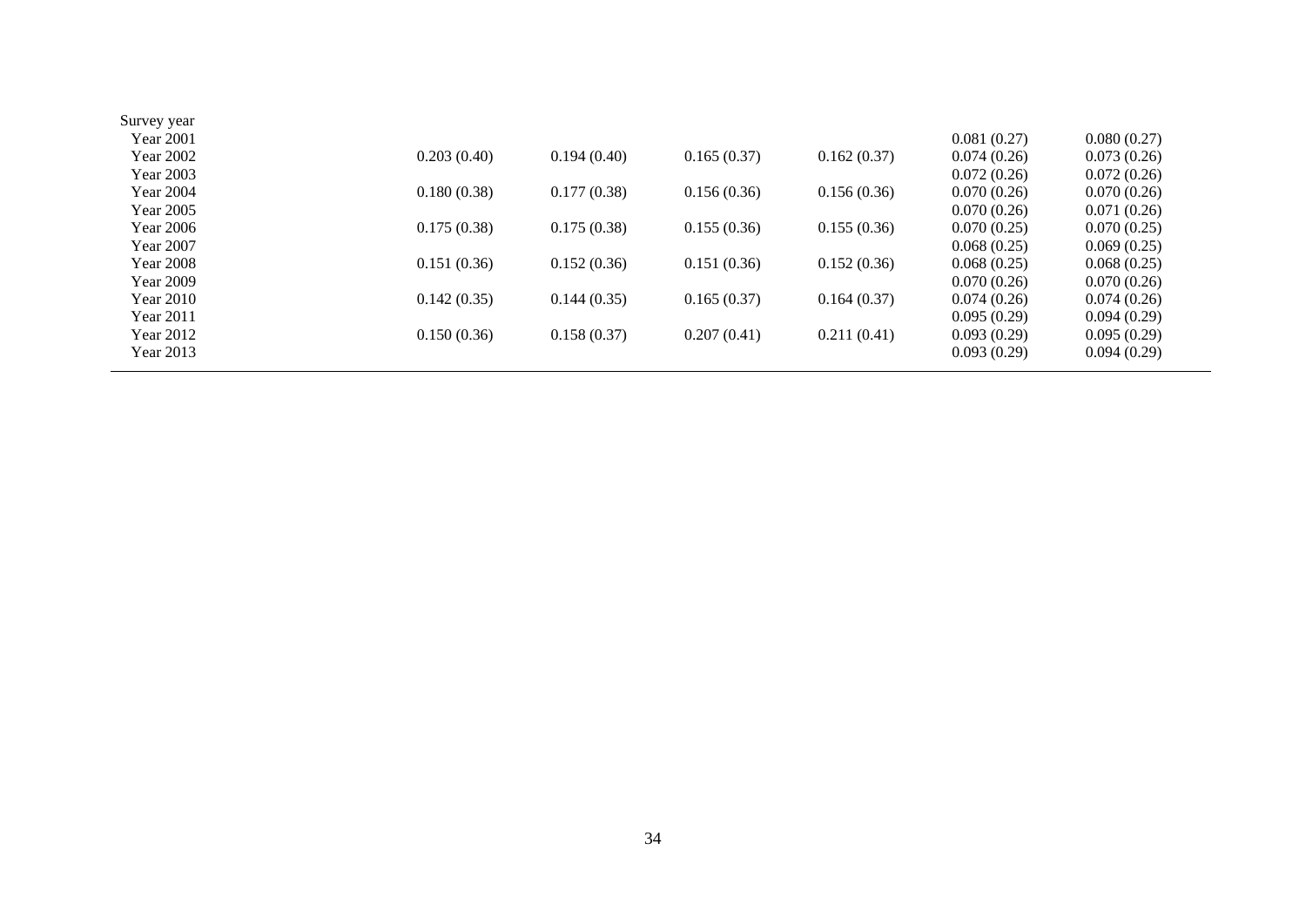| | | | | | | |
|---|---|---|---|---|---|---|
| Survey year | | | | | | |
| Year 2001 | | | | | 0.081 (0.27) | 0.080 (0.27) |
| Year 2002 | 0.203 (0.40) | 0.194 (0.40) | 0.165 (0.37) | 0.162 (0.37) | 0.074 (0.26) | 0.073 (0.26) |
| Year 2003 | | | | | 0.072 (0.26) | 0.072 (0.26) |
| Year 2004 | 0.180 (0.38) | 0.177 (0.38) | 0.156 (0.36) | 0.156 (0.36) | 0.070 (0.26) | 0.070 (0.26) |
| Year 2005 | | | | | 0.070 (0.26) | 0.071 (0.26) |
| Year 2006 | 0.175 (0.38) | 0.175 (0.38) | 0.155 (0.36) | 0.155 (0.36) | 0.070 (0.25) | 0.070 (0.25) |
| Year 2007 | | | | | 0.068 (0.25) | 0.069 (0.25) |
| Year 2008 | 0.151 (0.36) | 0.152 (0.36) | 0.151 (0.36) | 0.152 (0.36) | 0.068 (0.25) | 0.068 (0.25) |
| Year 2009 | | | | | 0.070 (0.26) | 0.070 (0.26) |
| Year 2010 | 0.142 (0.35) | 0.144 (0.35) | 0.165 (0.37) | 0.164 (0.37) | 0.074 (0.26) | 0.074 (0.26) |
| Year 2011 | | | | | 0.095 (0.29) | 0.094 (0.29) |
| Year 2012 | 0.150 (0.36) | 0.158 (0.37) | 0.207 (0.41) | 0.211 (0.41) | 0.093 (0.29) | 0.095 (0.29) |
| Year 2013 | | | | | 0.093 (0.29) | 0.094 (0.29) |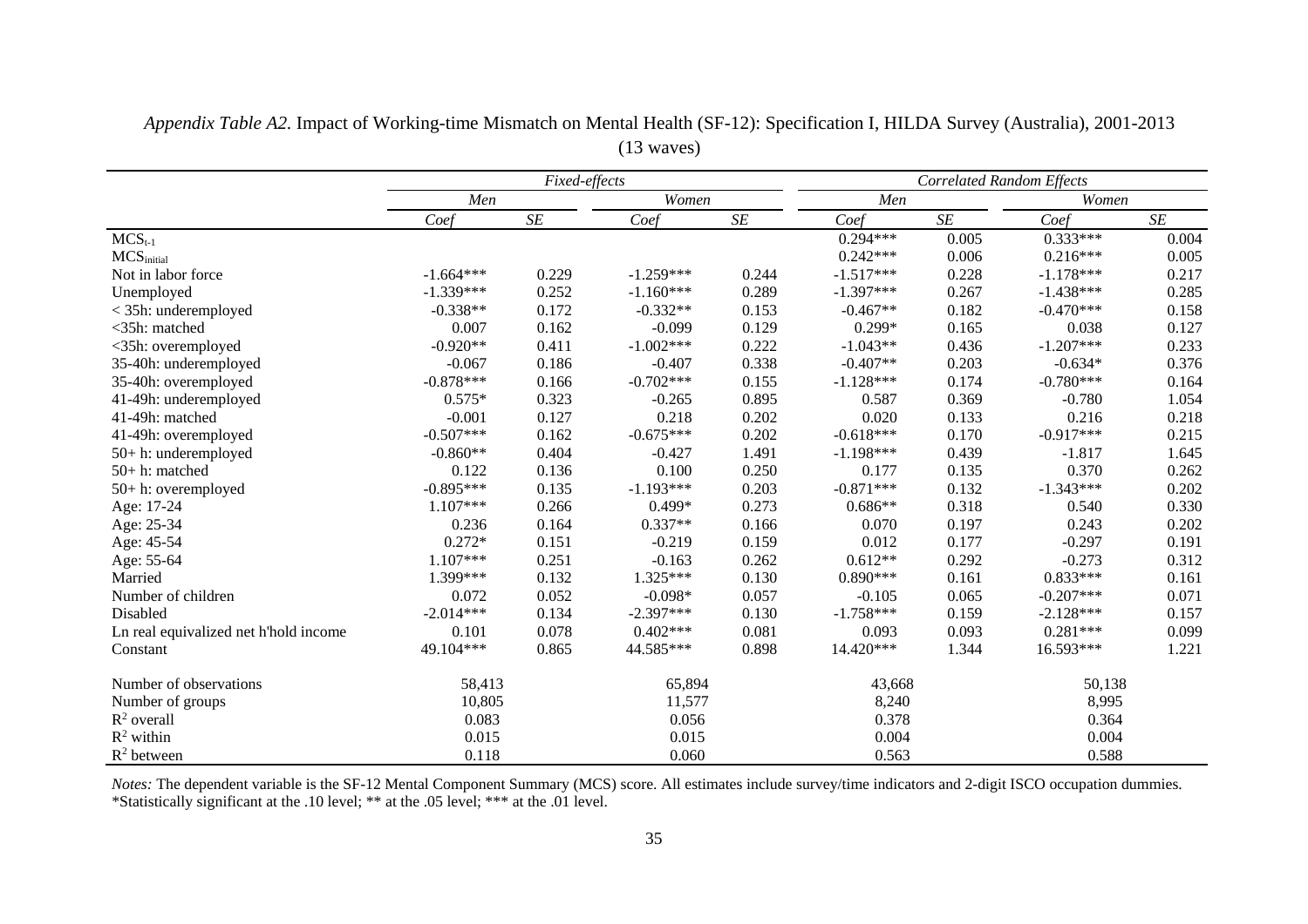*Appendix Table A2.* Impact of Working-time Mismatch on Mental Health (SF-12): Specification I, HILDA Survey (Australia), 2001-2013 (13 waves)

| | *Fixed-effects* | | | | *Correlated Random Effects* | | | |
|---|---|---|---|---|---|---|---|---|
| | *Men* | | *Women* | | *Men* | | *Women* | |
| | *Coef* | *SE* | *Coef* | *SE* | *Coef* | *SE* | *Coef* | *SE* |
| $MCS_{t-1}$ | | | | | 0.294*** | 0.005 | 0.333*** | 0.004 |
| $MCS_{initial}$ | | | | | 0.242*** | 0.006 | 0.216*** | 0.005 |
| Not in labor force | -1.664*** | 0.229 | -1.259*** | 0.244 | -1.517*** | 0.228 | -1.178*** | 0.217 |
| Unemployed | -1.339*** | 0.252 | -1.160*** | 0.289 | -1.397*** | 0.267 | -1.438*** | 0.285 |
| < 35h: underemployed | -0.338** | 0.172 | -0.332** | 0.153 | -0.467** | 0.182 | -0.470*** | 0.158 |
| <35h: matched | 0.007 | 0.162 | -0.099 | 0.129 | 0.299* | 0.165 | 0.038 | 0.127 |
| <35h: overemployed | -0.920** | 0.411 | -1.002*** | 0.222 | -1.043** | 0.436 | -1.207*** | 0.233 |
| 35-40h: underemployed | -0.067 | 0.186 | -0.407 | 0.338 | -0.407** | 0.203 | -0.634* | 0.376 |
| 35-40h: overemployed | -0.878*** | 0.166 | -0.702*** | 0.155 | -1.128*** | 0.174 | -0.780*** | 0.164 |
| 41-49h: underemployed | 0.575* | 0.323 | -0.265 | 0.895 | 0.587 | 0.369 | -0.780 | 1.054 |
| 41-49h: matched | -0.001 | 0.127 | 0.218 | 0.202 | 0.020 | 0.133 | 0.216 | 0.218 |
| 41-49h: overemployed | -0.507*** | 0.162 | -0.675*** | 0.202 | -0.618*** | 0.170 | -0.917*** | 0.215 |
| 50+ h: underemployed | -0.860** | 0.404 | -0.427 | 1.491 | -1.198*** | 0.439 | -1.817 | 1.645 |
| 50+ h: matched | 0.122 | 0.136 | 0.100 | 0.250 | 0.177 | 0.135 | 0.370 | 0.262 |
| 50+ h: overemployed | -0.895*** | 0.135 | -1.193*** | 0.203 | -0.871*** | 0.132 | -1.343*** | 0.202 |
| Age: 17-24 | 1.107*** | 0.266 | 0.499* | 0.273 | 0.686** | 0.318 | 0.540 | 0.330 |
| Age: 25-34 | 0.236 | 0.164 | 0.337** | 0.166 | 0.070 | 0.197 | 0.243 | 0.202 |
| Age: 45-54 | 0.272* | 0.151 | -0.219 | 0.159 | 0.012 | 0.177 | -0.297 | 0.191 |
| Age: 55-64 | 1.107*** | 0.251 | -0.163 | 0.262 | 0.612** | 0.292 | -0.273 | 0.312 |
| Married | 1.399*** | 0.132 | 1.325*** | 0.130 | 0.890*** | 0.161 | 0.833*** | 0.161 |
| Number of children | 0.072 | 0.052 | -0.098* | 0.057 | -0.105 | 0.065 | -0.207*** | 0.071 |
| Disabled | -2.014*** | 0.134 | -2.397*** | 0.130 | -1.758*** | 0.159 | -2.128*** | 0.157 |
| Ln real equivalized net h'hold income | 0.101 | 0.078 | 0.402*** | 0.081 | 0.093 | 0.093 | 0.281*** | 0.099 |
| Constant | 49.104*** | 0.865 | 44.585*** | 0.898 | 14.420*** | 1.344 | 16.593*** | 1.221 |
| Number of observations | 58,413 | | 65,894 | | 43,668 | | 50,138 | |
| Number of groups | 10,805 | | 11,577 | | 8,240 | | 8,995 | |
| $R^2$ overall | 0.083 | | 0.056 | | 0.378 | | 0.364 | |
| $R^2$ within | 0.015 | | 0.015 | | 0.004 | | 0.004 | |
| $R^2$ between | 0.118 | | 0.060 | | 0.563 | | 0.588 | |

*Notes:* The dependent variable is the SF-12 Mental Component Summary (MCS) score. All estimates include survey/time indicators and 2-digit ISCO occupation dummies.
*Statistically significant at the .10 level; ** at the .05 level; *** at the .01 level.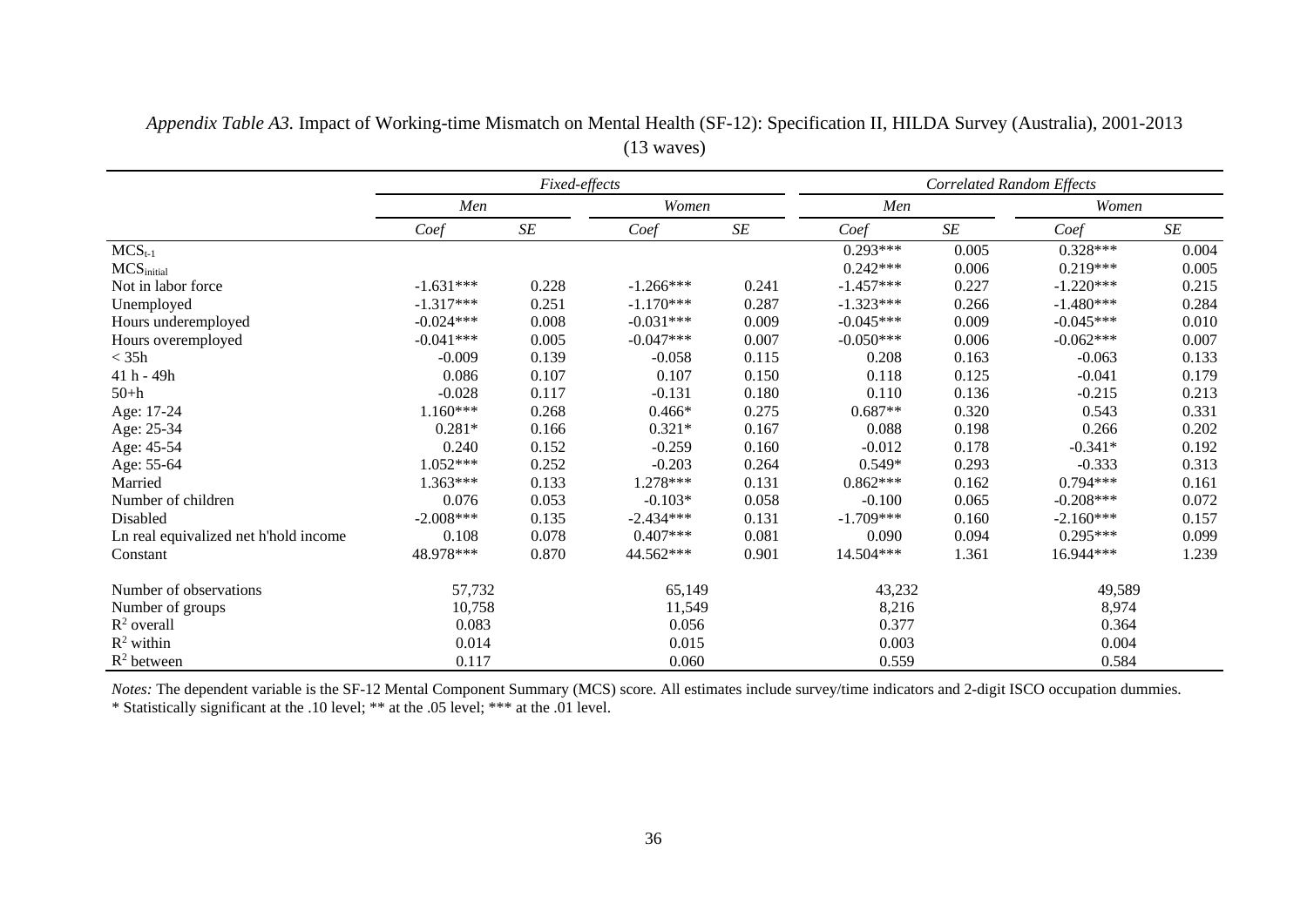*Appendix Table A3.* Impact of Working-time Mismatch on Mental Health (SF-12): Specification II, HILDA Survey (Australia), 2001-2013 (13 waves)

| | *Fixed-effects* | | | | *Correlated Random Effects* | | | |
|---|---|---|---|---|---|---|---|---|
| | *Men* | | *Women* | | *Men* | | *Women* | |
| | *Coef* | *SE* | *Coef* | *SE* | *Coef* | *SE* | *Coef* | *SE* |
| $MCS_{t-1}$ | | | | | 0.293*** | 0.005 | 0.328*** | 0.004 |
| $MCS_{initial}$ | | | | | 0.242*** | 0.006 | 0.219*** | 0.005 |
| Not in labor force | -1.631*** | 0.228 | -1.266*** | 0.241 | -1.457*** | 0.227 | -1.220*** | 0.215 |
| Unemployed | -1.317*** | 0.251 | -1.170*** | 0.287 | -1.323*** | 0.266 | -1.480*** | 0.284 |
| Hours underemployed | -0.024*** | 0.008 | -0.031*** | 0.009 | -0.045*** | 0.009 | -0.045*** | 0.010 |
| Hours overemployed | -0.041*** | 0.005 | -0.047*** | 0.007 | -0.050*** | 0.006 | -0.062*** | 0.007 |
| < 35h | -0.009 | 0.139 | -0.058 | 0.115 | 0.208 | 0.163 | -0.063 | 0.133 |
| 41 h - 49h | 0.086 | 0.107 | 0.107 | 0.150 | 0.118 | 0.125 | -0.041 | 0.179 |
| 50+h | -0.028 | 0.117 | -0.131 | 0.180 | 0.110 | 0.136 | -0.215 | 0.213 |
| Age: 17-24 | 1.160*** | 0.268 | 0.466* | 0.275 | 0.687** | 0.320 | 0.543 | 0.331 |
| Age: 25-34 | 0.281* | 0.166 | 0.321* | 0.167 | 0.088 | 0.198 | 0.266 | 0.202 |
| Age: 45-54 | 0.240 | 0.152 | -0.259 | 0.160 | -0.012 | 0.178 | -0.341* | 0.192 |
| Age: 55-64 | 1.052*** | 0.252 | -0.203 | 0.264 | 0.549* | 0.293 | -0.333 | 0.313 |
| Married | 1.363*** | 0.133 | 1.278*** | 0.131 | 0.862*** | 0.162 | 0.794*** | 0.161 |
| Number of children | 0.076 | 0.053 | -0.103* | 0.058 | -0.100 | 0.065 | -0.208*** | 0.072 |
| Disabled | -2.008*** | 0.135 | -2.434*** | 0.131 | -1.709*** | 0.160 | -2.160*** | 0.157 |
| Ln real equivalized net h'hold income | 0.108 | 0.078 | 0.407*** | 0.081 | 0.090 | 0.094 | 0.295*** | 0.099 |
| Constant | 48.978*** | 0.870 | 44.562*** | 0.901 | 14.504*** | 1.361 | 16.944*** | 1.239 |
| Number of observations | 57,732 | | 65,149 | | 43,232 | | 49,589 | |
| Number of groups | 10,758 | | 11,549 | | 8,216 | | 8,974 | |
| $R^2$ overall | 0.083 | | 0.056 | | 0.377 | | 0.364 | |
| $R^2$ within | 0.014 | | 0.015 | | 0.003 | | 0.004 | |
| $R^2$ between | 0.117 | | 0.060 | | 0.559 | | 0.584 | |

*Notes:* The dependent variable is the SF-12 Mental Component Summary (MCS) score. All estimates include survey/time indicators and 2-digit ISCO occupation dummies.
* Statistically significant at the .10 level; ** at the .05 level; *** at the .01 level.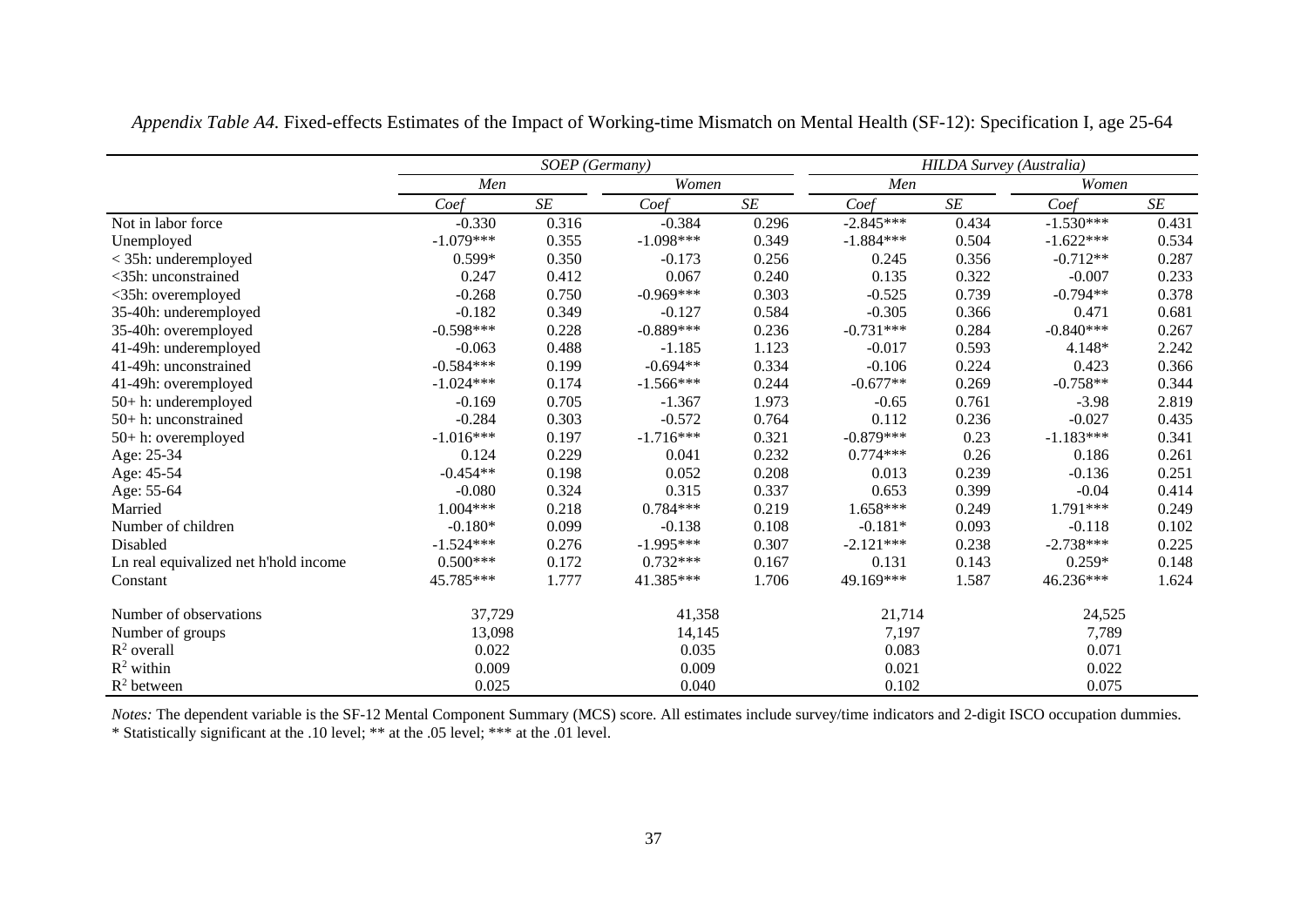*Appendix Table A4.* Fixed-effects Estimates of the Impact of Working-time Mismatch on Mental Health (SF-12): Specification I, age 25-64

| | *SOEP (Germany)* | | | | *HILDA Survey (Australia)* | | | |
|---|---|---|---|---|---|---|---|---|
| | *Men* | | *Women* | | *Men* | | *Women* | |
| | *Coef* | *SE* | *Coef* | *SE* | *Coef* | *SE* | *Coef* | *SE* |
| Not in labor force | -0.330 | 0.316 | -0.384 | 0.296 | -2.845*** | 0.434 | -1.530*** | 0.431 |
| Unemployed | -1.079*** | 0.355 | -1.098*** | 0.349 | -1.884*** | 0.504 | -1.622*** | 0.534 |
| < 35h: underemployed | 0.599* | 0.350 | -0.173 | 0.256 | 0.245 | 0.356 | -0.712** | 0.287 |
| <35h: unconstrained | 0.247 | 0.412 | 0.067 | 0.240 | 0.135 | 0.322 | -0.007 | 0.233 |
| <35h: overemployed | -0.268 | 0.750 | -0.969*** | 0.303 | -0.525 | 0.739 | -0.794** | 0.378 |
| 35-40h: underemployed | -0.182 | 0.349 | -0.127 | 0.584 | -0.305 | 0.366 | 0.471 | 0.681 |
| 35-40h: overemployed | -0.598*** | 0.228 | -0.889*** | 0.236 | -0.731*** | 0.284 | -0.840*** | 0.267 |
| 41-49h: underemployed | -0.063 | 0.488 | -1.185 | 1.123 | -0.017 | 0.593 | 4.148* | 2.242 |
| 41-49h: unconstrained | -0.584*** | 0.199 | -0.694** | 0.334 | -0.106 | 0.224 | 0.423 | 0.366 |
| 41-49h: overemployed | -1.024*** | 0.174 | -1.566*** | 0.244 | -0.677** | 0.269 | -0.758** | 0.344 |
| 50+ h: underemployed | -0.169 | 0.705 | -1.367 | 1.973 | -0.65 | 0.761 | -3.98 | 2.819 |
| 50+ h: unconstrained | -0.284 | 0.303 | -0.572 | 0.764 | 0.112 | 0.236 | -0.027 | 0.435 |
| 50+ h: overemployed | -1.016*** | 0.197 | -1.716*** | 0.321 | -0.879*** | 0.23 | -1.183*** | 0.341 |
| Age: 25-34 | 0.124 | 0.229 | 0.041 | 0.232 | 0.774*** | 0.26 | 0.186 | 0.261 |
| Age: 45-54 | -0.454** | 0.198 | 0.052 | 0.208 | 0.013 | 0.239 | -0.136 | 0.251 |
| Age: 55-64 | -0.080 | 0.324 | 0.315 | 0.337 | 0.653 | 0.399 | -0.04 | 0.414 |
| Married | 1.004*** | 0.218 | 0.784*** | 0.219 | 1.658*** | 0.249 | 1.791*** | 0.249 |
| Number of children | -0.180* | 0.099 | -0.138 | 0.108 | -0.181* | 0.093 | -0.118 | 0.102 |
| Disabled | -1.524*** | 0.276 | -1.995*** | 0.307 | -2.121*** | 0.238 | -2.738*** | 0.225 |
| Ln real equivalized net h'hold income | 0.500*** | 0.172 | 0.732*** | 0.167 | 0.131 | 0.143 | 0.259* | 0.148 |
| Constant | 45.785*** | 1.777 | 41.385*** | 1.706 | 49.169*** | 1.587 | 46.236*** | 1.624 |
| Number of observations | 37,729 | | 41,358 | | 21,714 | | 24,525 | |
| Number of groups | 13,098 | | 14,145 | | 7,197 | | 7,789 | |
| $R^2$ overall | 0.022 | | 0.035 | | 0.083 | | 0.071 | |
| $R^2$ within | 0.009 | | 0.009 | | 0.021 | | 0.022 | |
| $R^2$ between | 0.025 | | 0.040 | | 0.102 | | 0.075 | |

*Notes:* The dependent variable is the SF-12 Mental Component Summary (MCS) score. All estimates include survey/time indicators and 2-digit ISCO occupation dummies.
\* Statistically significant at the .10 level; ** at the .05 level; *** at the .01 level.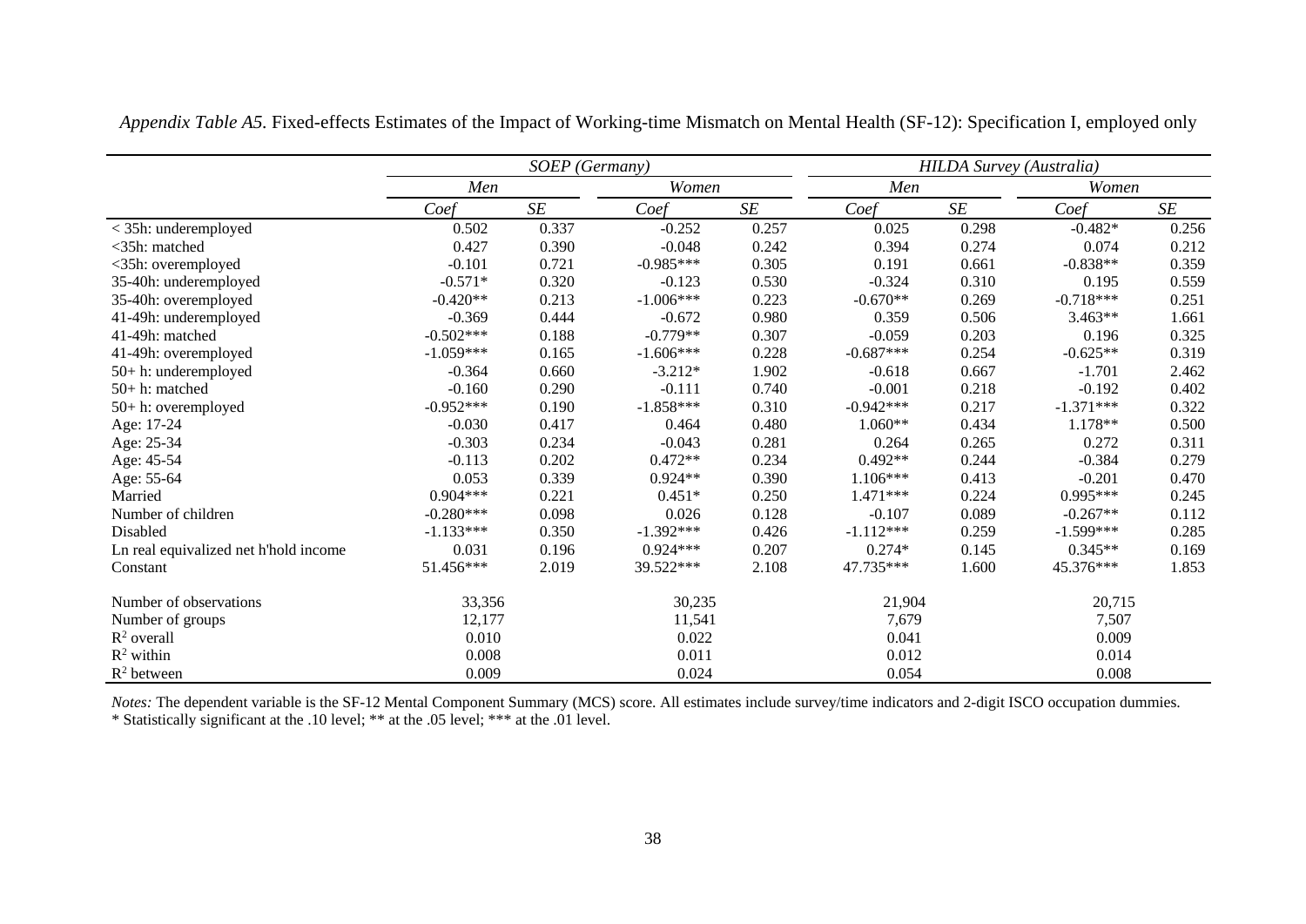*Appendix Table A5.* Fixed-effects Estimates of the Impact of Working-time Mismatch on Mental Health (SF-12): Specification I, employed only

| | *SOEP (Germany)* | | | | *HILDA Survey (Australia)* | | | |
|---|---|---|---|---|---|---|---|---|
| | *Men* | | *Women* | | *Men* | | *Women* | |
| | *Coef* | *SE* | *Coef* | *SE* | *Coef* | *SE* | *Coef* | *SE* |
| < 35h: underemployed | 0.502 | 0.337 | -0.252 | 0.257 | 0.025 | 0.298 | -0.482* | 0.256 |
| <35h: matched | 0.427 | 0.390 | -0.048 | 0.242 | 0.394 | 0.274 | 0.074 | 0.212 |
| <35h: overemployed | -0.101 | 0.721 | -0.985*** | 0.305 | 0.191 | 0.661 | -0.838** | 0.359 |
| 35-40h: underemployed | -0.571* | 0.320 | -0.123 | 0.530 | -0.324 | 0.310 | 0.195 | 0.559 |
| 35-40h: overemployed | -0.420** | 0.213 | -1.006*** | 0.223 | -0.670** | 0.269 | -0.718*** | 0.251 |
| 41-49h: underemployed | -0.369 | 0.444 | -0.672 | 0.980 | 0.359 | 0.506 | 3.463** | 1.661 |
| 41-49h: matched | -0.502*** | 0.188 | -0.779** | 0.307 | -0.059 | 0.203 | 0.196 | 0.325 |
| 41-49h: overemployed | -1.059*** | 0.165 | -1.606*** | 0.228 | -0.687*** | 0.254 | -0.625** | 0.319 |
| 50+ h: underemployed | -0.364 | 0.660 | -3.212* | 1.902 | -0.618 | 0.667 | -1.701 | 2.462 |
| 50+ h: matched | -0.160 | 0.290 | -0.111 | 0.740 | -0.001 | 0.218 | -0.192 | 0.402 |
| 50+ h: overemployed | -0.952*** | 0.190 | -1.858*** | 0.310 | -0.942*** | 0.217 | -1.371*** | 0.322 |
| Age: 17-24 | -0.030 | 0.417 | 0.464 | 0.480 | 1.060** | 0.434 | 1.178** | 0.500 |
| Age: 25-34 | -0.303 | 0.234 | -0.043 | 0.281 | 0.264 | 0.265 | 0.272 | 0.311 |
| Age: 45-54 | -0.113 | 0.202 | 0.472** | 0.234 | 0.492** | 0.244 | -0.384 | 0.279 |
| Age: 55-64 | 0.053 | 0.339 | 0.924** | 0.390 | 1.106*** | 0.413 | -0.201 | 0.470 |
| Married | 0.904*** | 0.221 | 0.451* | 0.250 | 1.471*** | 0.224 | 0.995*** | 0.245 |
| Number of children | -0.280*** | 0.098 | 0.026 | 0.128 | -0.107 | 0.089 | -0.267** | 0.112 |
| Disabled | -1.133*** | 0.350 | -1.392*** | 0.426 | -1.112*** | 0.259 | -1.599*** | 0.285 |
| Ln real equivalized net h'hold income | 0.031 | 0.196 | 0.924*** | 0.207 | 0.274* | 0.145 | 0.345** | 0.169 |
| Constant | 51.456*** | 2.019 | 39.522*** | 2.108 | 47.735*** | 1.600 | 45.376*** | 1.853 |
| Number of observations | 33,356 | | 30,235 | | 21,904 | | 20,715 | |
| Number of groups | 12,177 | | 11,541 | | 7,679 | | 7,507 | |
| $R^2$ overall | 0.010 | | 0.022 | | 0.041 | | 0.009 | |
| $R^2$ within | 0.008 | | 0.011 | | 0.012 | | 0.014 | |
| $R^2$ between | 0.009 | | 0.024 | | 0.054 | | 0.008 | |

*Notes:* The dependent variable is the SF-12 Mental Component Summary (MCS) score. All estimates include survey/time indicators and 2-digit ISCO occupation dummies.
* Statistically significant at the .10 level; ** at the .05 level; *** at the .01 level.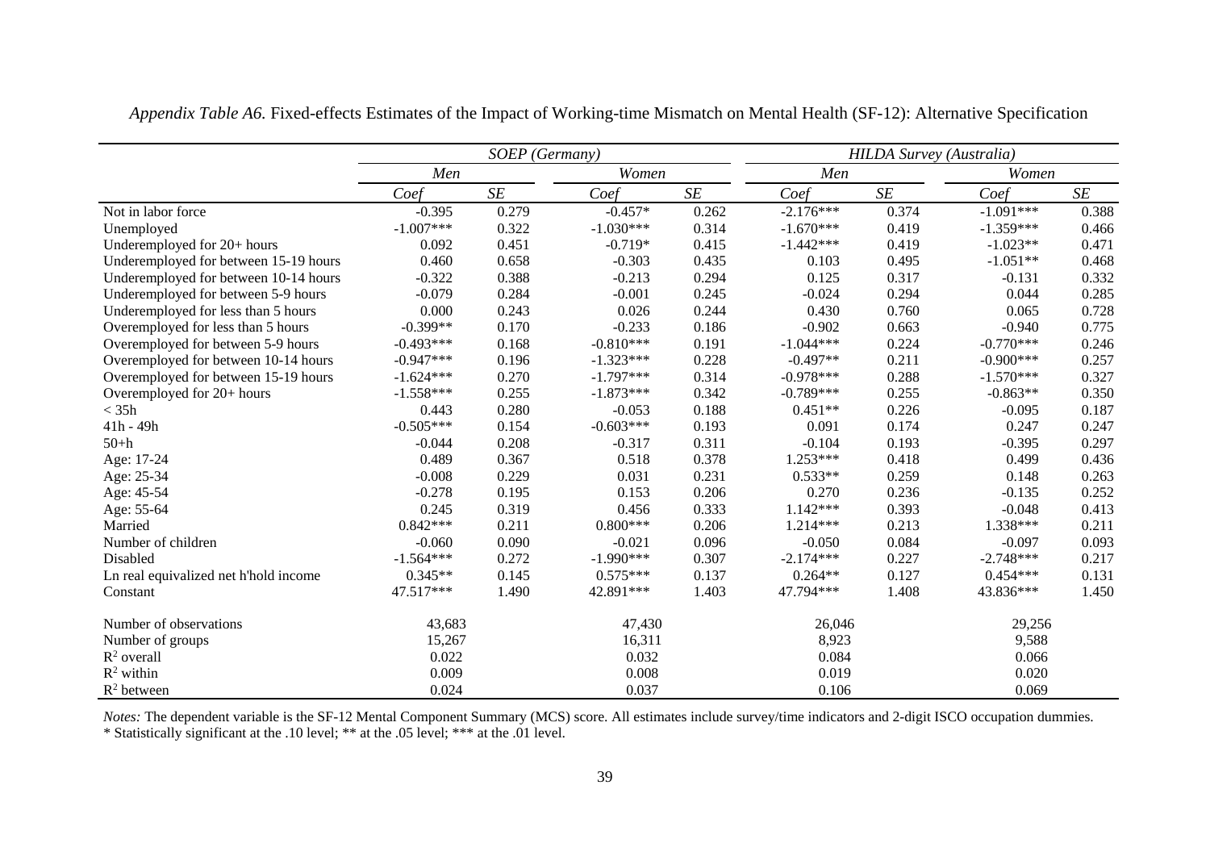*Appendix Table A6.* Fixed-effects Estimates of the Impact of Working-time Mismatch on Mental Health (SF-12): Alternative Specification

| | *SOEP (Germany)* | | | | *HILDA Survey (Australia)* | | | |
|---|---|---|---|---|---|---|---|---|
| | *Men* | | *Women* | | *Men* | | *Women* | |
| | *Coef* | *SE* | *Coef* | *SE* | *Coef* | *SE* | *Coef* | *SE* |
| Not in labor force | -0.395 | 0.279 | -0.457* | 0.262 | -2.176*** | 0.374 | -1.091*** | 0.388 |
| Unemployed | -1.007*** | 0.322 | -1.030*** | 0.314 | -1.670*** | 0.419 | -1.359*** | 0.466 |
| Underemployed for 20+ hours | 0.092 | 0.451 | -0.719* | 0.415 | -1.442*** | 0.419 | -1.023** | 0.471 |
| Underemployed for between 15-19 hours | 0.460 | 0.658 | -0.303 | 0.435 | 0.103 | 0.495 | -1.051** | 0.468 |
| Underemployed for between 10-14 hours | -0.322 | 0.388 | -0.213 | 0.294 | 0.125 | 0.317 | -0.131 | 0.332 |
| Underemployed for between 5-9 hours | -0.079 | 0.284 | -0.001 | 0.245 | -0.024 | 0.294 | 0.044 | 0.285 |
| Underemployed for less than 5 hours | 0.000 | 0.243 | 0.026 | 0.244 | 0.430 | 0.760 | 0.065 | 0.728 |
| Overemployed for less than 5 hours | -0.399** | 0.170 | -0.233 | 0.186 | -0.902 | 0.663 | -0.940 | 0.775 |
| Overemployed for between 5-9 hours | -0.493*** | 0.168 | -0.810*** | 0.191 | -1.044*** | 0.224 | -0.770*** | 0.246 |
| Overemployed for between 10-14 hours | -0.947*** | 0.196 | -1.323*** | 0.228 | -0.497** | 0.211 | -0.900*** | 0.257 |
| Overemployed for between 15-19 hours | -1.624*** | 0.270 | -1.797*** | 0.314 | -0.978*** | 0.288 | -1.570*** | 0.327 |
| Overemployed for 20+ hours | -1.558*** | 0.255 | -1.873*** | 0.342 | -0.789*** | 0.255 | -0.863** | 0.350 |
| < 35h | 0.443 | 0.280 | -0.053 | 0.188 | 0.451** | 0.226 | -0.095 | 0.187 |
| 41h - 49h | -0.505*** | 0.154 | -0.603*** | 0.193 | 0.091 | 0.174 | 0.247 | 0.247 |
| 50+h | -0.044 | 0.208 | -0.317 | 0.311 | -0.104 | 0.193 | -0.395 | 0.297 |
| Age: 17-24 | 0.489 | 0.367 | 0.518 | 0.378 | 1.253*** | 0.418 | 0.499 | 0.436 |
| Age: 25-34 | -0.008 | 0.229 | 0.031 | 0.231 | 0.533** | 0.259 | 0.148 | 0.263 |
| Age: 45-54 | -0.278 | 0.195 | 0.153 | 0.206 | 0.270 | 0.236 | -0.135 | 0.252 |
| Age: 55-64 | 0.245 | 0.319 | 0.456 | 0.333 | 1.142*** | 0.393 | -0.048 | 0.413 |
| Married | 0.842*** | 0.211 | 0.800*** | 0.206 | 1.214*** | 0.213 | 1.338*** | 0.211 |
| Number of children | -0.060 | 0.090 | -0.021 | 0.096 | -0.050 | 0.084 | -0.097 | 0.093 |
| Disabled | -1.564*** | 0.272 | -1.990*** | 0.307 | -2.174*** | 0.227 | -2.748*** | 0.217 |
| Ln real equivalized net h'hold income | 0.345** | 0.145 | 0.575*** | 0.137 | 0.264** | 0.127 | 0.454*** | 0.131 |
| Constant | 47.517*** | 1.490 | 42.891*** | 1.403 | 47.794*** | 1.408 | 43.836*** | 1.450 |
| Number of observations | 43,683 | | 47,430 | | 26,046 | | 29,256 | |
| Number of groups | 15,267 | | 16,311 | | 8,923 | | 9,588 | |
| $R^2$ overall | 0.022 | | 0.032 | | 0.084 | | 0.066 | |
| $R^2$ within | 0.009 | | 0.008 | | 0.019 | | 0.020 | |
| $R^2$ between | 0.024 | | 0.037 | | 0.106 | | 0.069 | |

*Notes:* The dependent variable is the SF-12 Mental Component Summary (MCS) score. All estimates include survey/time indicators and 2-digit ISCO occupation dummies.
* Statistically significant at the .10 level; ** at the .05 level; *** at the .01 level.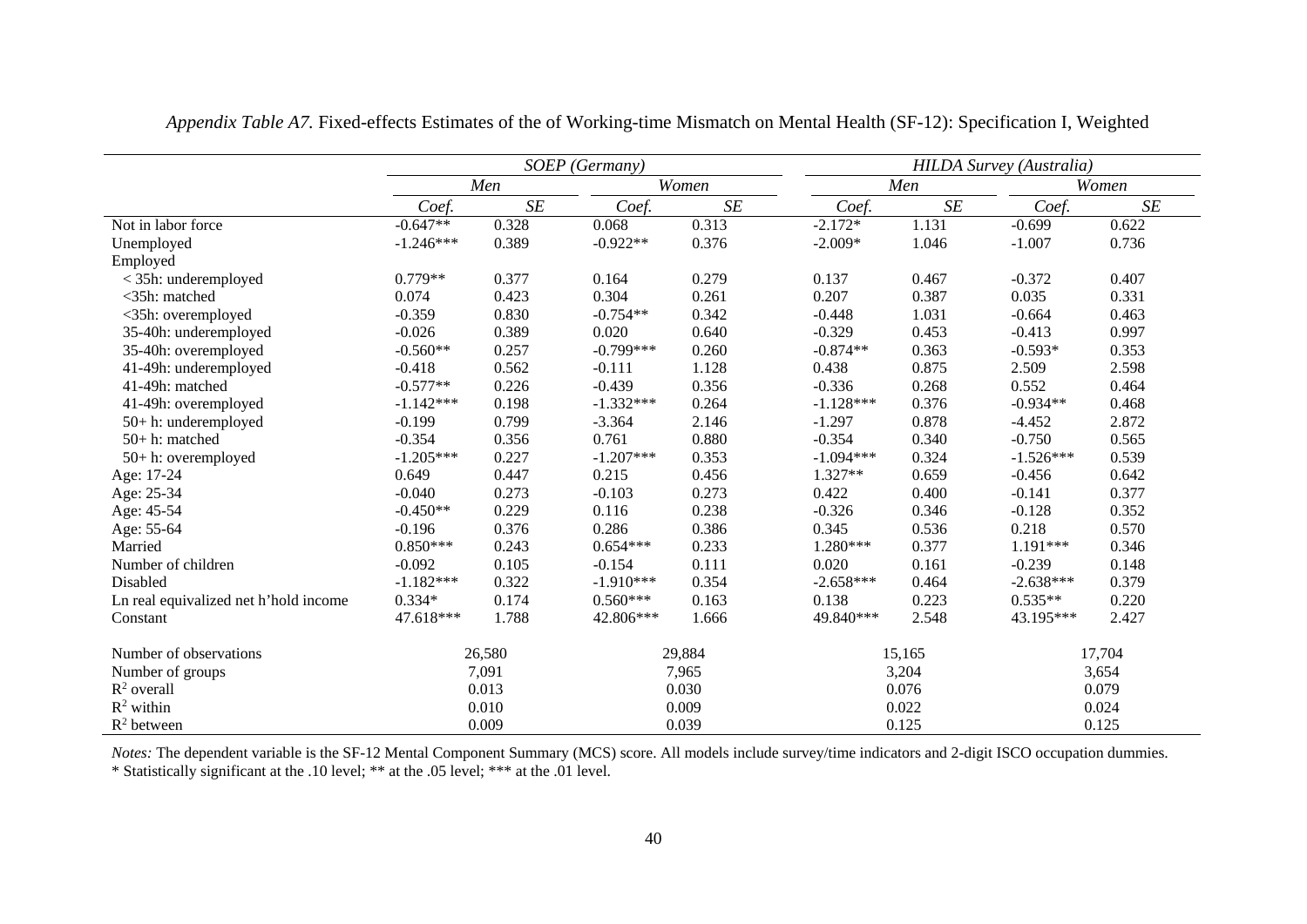*Appendix Table A7.* Fixed-effects Estimates of the of Working-time Mismatch on Mental Health (SF-12): Specification I, Weighted

| | *SOEP (Germany)* | | | | *HILDA Survey (Australia)* | | | |
|---|---|---|---|---|---|---|---|---|
| | *Men* | | *Women* | | *Men* | | *Women* | |
| | *Coef.* | *SE* | *Coef.* | *SE* | *Coef.* | *SE* | *Coef.* | *SE* |
| Not in labor force | -0.647** | 0.328 | 0.068 | 0.313 | -2.172* | 1.131 | -0.699 | 0.622 |
| Unemployed | -1.246*** | 0.389 | -0.922** | 0.376 | -2.009* | 1.046 | -1.007 | 0.736 |
| Employed | | | | | | | | |
| < 35h: underemployed | 0.779** | 0.377 | 0.164 | 0.279 | 0.137 | 0.467 | -0.372 | 0.407 |
| <35h: matched | 0.074 | 0.423 | 0.304 | 0.261 | 0.207 | 0.387 | 0.035 | 0.331 |
| <35h: overemployed | -0.359 | 0.830 | -0.754** | 0.342 | -0.448 | 1.031 | -0.664 | 0.463 |
| 35-40h: underemployed | -0.026 | 0.389 | 0.020 | 0.640 | -0.329 | 0.453 | -0.413 | 0.997 |
| 35-40h: overemployed | -0.560** | 0.257 | -0.799*** | 0.260 | -0.874** | 0.363 | -0.593* | 0.353 |
| 41-49h: underemployed | -0.418 | 0.562 | -0.111 | 1.128 | 0.438 | 0.875 | 2.509 | 2.598 |
| 41-49h: matched | -0.577** | 0.226 | -0.439 | 0.356 | -0.336 | 0.268 | 0.552 | 0.464 |
| 41-49h: overemployed | -1.142*** | 0.198 | -1.332*** | 0.264 | -1.128*** | 0.376 | -0.934** | 0.468 |
| 50+ h: underemployed | -0.199 | 0.799 | -3.364 | 2.146 | -1.297 | 0.878 | -4.452 | 2.872 |
| 50+ h: matched | -0.354 | 0.356 | 0.761 | 0.880 | -0.354 | 0.340 | -0.750 | 0.565 |
| 50+ h: overemployed | -1.205*** | 0.227 | -1.207*** | 0.353 | -1.094*** | 0.324 | -1.526*** | 0.539 |
| Age: 17-24 | 0.649 | 0.447 | 0.215 | 0.456 | 1.327** | 0.659 | -0.456 | 0.642 |
| Age: 25-34 | -0.040 | 0.273 | -0.103 | 0.273 | 0.422 | 0.400 | -0.141 | 0.377 |
| Age: 45-54 | -0.450** | 0.229 | 0.116 | 0.238 | -0.326 | 0.346 | -0.128 | 0.352 |
| Age: 55-64 | -0.196 | 0.376 | 0.286 | 0.386 | 0.345 | 0.536 | 0.218 | 0.570 |
| Married | 0.850*** | 0.243 | 0.654*** | 0.233 | 1.280*** | 0.377 | 1.191*** | 0.346 |
| Number of children | -0.092 | 0.105 | -0.154 | 0.111 | 0.020 | 0.161 | -0.239 | 0.148 |
| Disabled | -1.182*** | 0.322 | -1.910*** | 0.354 | -2.658*** | 0.464 | -2.638*** | 0.379 |
| Ln real equivalized net h'hold income | 0.334* | 0.174 | 0.560*** | 0.163 | 0.138 | 0.223 | 0.535** | 0.220 |
| Constant | 47.618*** | 1.788 | 42.806*** | 1.666 | 49.840*** | 2.548 | 43.195*** | 2.427 |
| Number of observations | 26,580 | | 29,884 | | 15,165 | | 17,704 | |
| Number of groups | 7,091 | | 7,965 | | 3,204 | | 3,654 | |
| $R^2$ overall | 0.013 | | 0.030 | | 0.076 | | 0.079 | |
| $R^2$ within | 0.010 | | 0.009 | | 0.022 | | 0.024 | |
| $R^2$ between | 0.009 | | 0.039 | | 0.125 | | 0.125 | |

*Notes:* The dependent variable is the SF-12 Mental Component Summary (MCS) score. All models include survey/time indicators and 2-digit ISCO occupation dummies.
* Statistically significant at the .10 level; ** at the .05 level; *** at the .01 level.